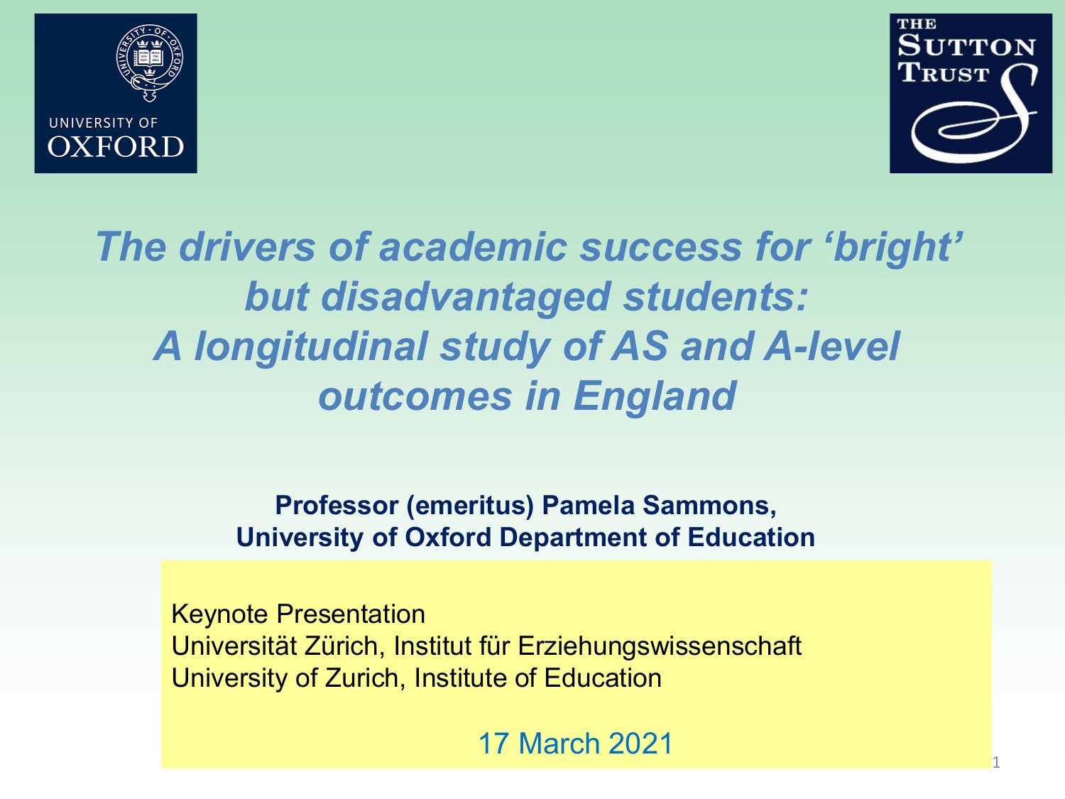# *The drivers of academic success for 'bright' but disadvantaged students: A longitudinal study of AS and A-level outcomes in England*

**Professor (emeritus) Pamela Sammons,**
**University of Oxford Department of Education**

Keynote Presentation
Universität Zürich, Institut für Erziehungswissenschaft
University of Zurich, Institute of Education

17 March 2021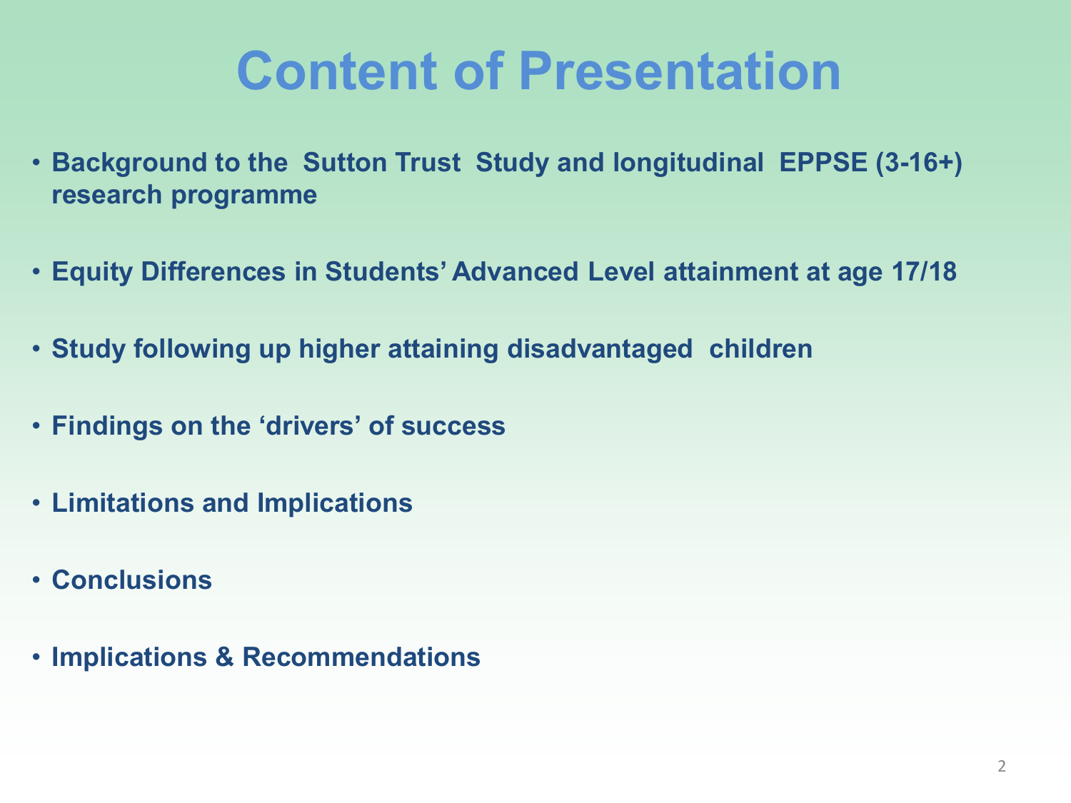# Content of Presentation

- **Background to the Sutton Trust Study and longitudinal EPPSE (3-16+) research programme**
- **Equity Differences in Students' Advanced Level attainment at age 17/18**
- **Study following up higher attaining disadvantaged children**
- **Findings on the 'drivers' of success**
- **Limitations and Implications**
- **Conclusions**
- **Implications & Recommendations**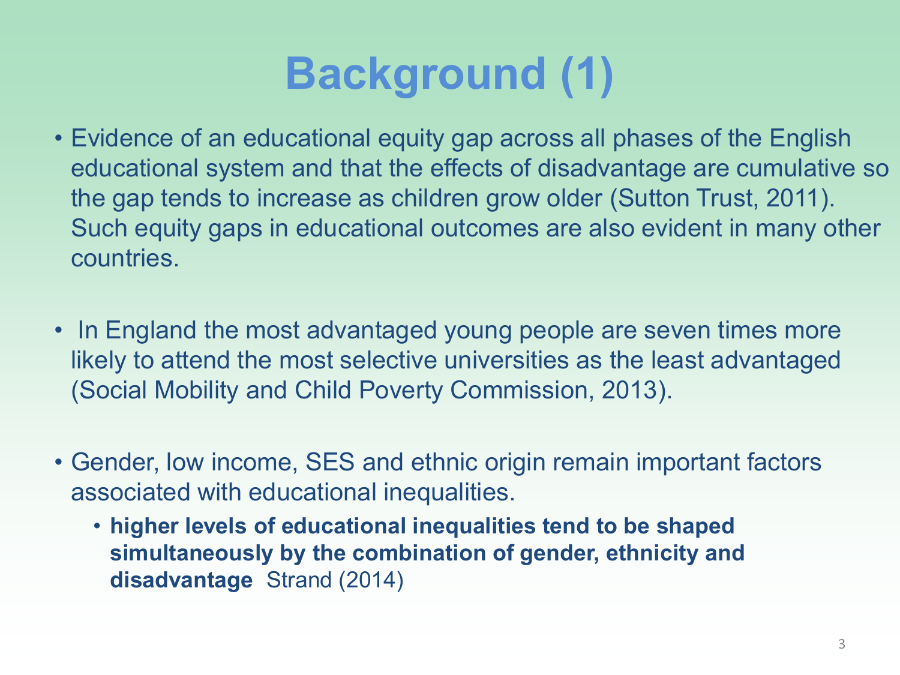# Background (1)

- Evidence of an educational equity gap across all phases of the English educational system and that the effects of disadvantage are cumulative so the gap tends to increase as children grow older (Sutton Trust, 2011). Such equity gaps in educational outcomes are also evident in many other countries.

- In England the most advantaged young people are seven times more likely to attend the most selective universities as the least advantaged (Social Mobility and Child Poverty Commission, 2013).

- Gender, low income, SES and ethnic origin remain important factors associated with educational inequalities.
  - **higher levels of educational inequalities tend to be shaped simultaneously by the combination of gender, ethnicity and disadvantage** Strand (2014)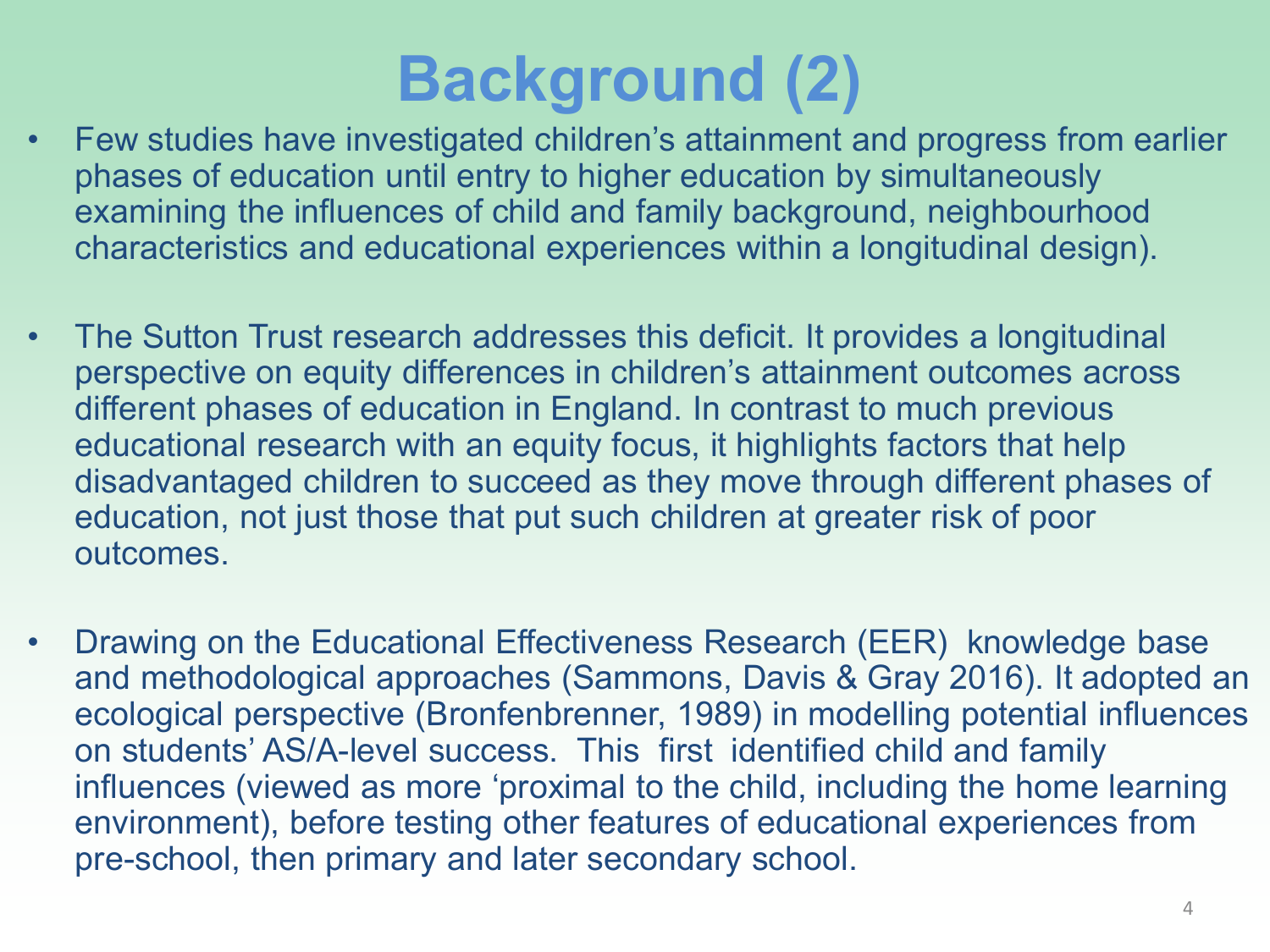# Background (2)

- Few studies have investigated children's attainment and progress from earlier phases of education until entry to higher education by simultaneously examining the influences of child and family background, neighbourhood characteristics and educational experiences within a longitudinal design).

- The Sutton Trust research addresses this deficit. It provides a longitudinal perspective on equity differences in children's attainment outcomes across different phases of education in England. In contrast to much previous educational research with an equity focus, it highlights factors that help disadvantaged children to succeed as they move through different phases of education, not just those that put such children at greater risk of poor outcomes.

- Drawing on the Educational Effectiveness Research (EER) knowledge base and methodological approaches (Sammons, Davis & Gray 2016). It adopted an ecological perspective (Bronfenbrenner, 1989) in modelling potential influences on students' AS/A-level success. This first identified child and family influences (viewed as more 'proximal to the child, including the home learning environment), before testing other features of educational experiences from pre-school, then primary and later secondary school.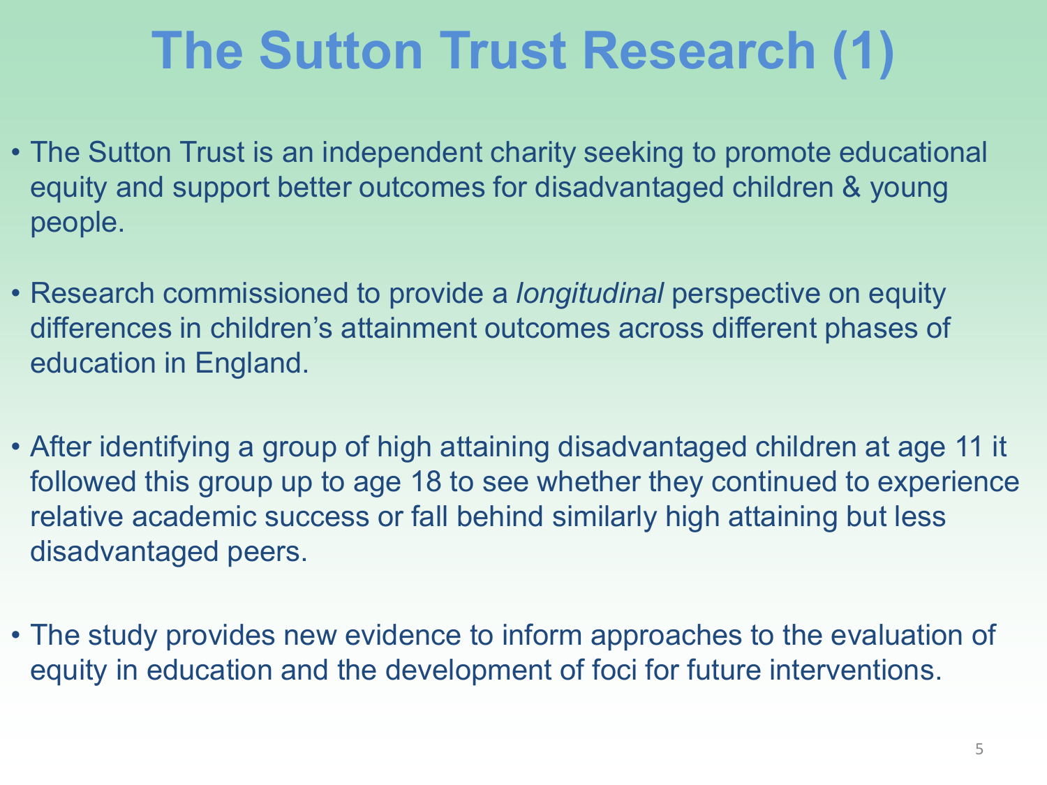# The Sutton Trust Research (1)

- The Sutton Trust is an independent charity seeking to promote educational equity and support better outcomes for disadvantaged children & young people.

- Research commissioned to provide a *longitudinal* perspective on equity differences in children's attainment outcomes across different phases of education in England.

- After identifying a group of high attaining disadvantaged children at age 11 it followed this group up to age 18 to see whether they continued to experience relative academic success or fall behind similarly high attaining but less disadvantaged peers.

- The study provides new evidence to inform approaches to the evaluation of equity in education and the development of foci for future interventions.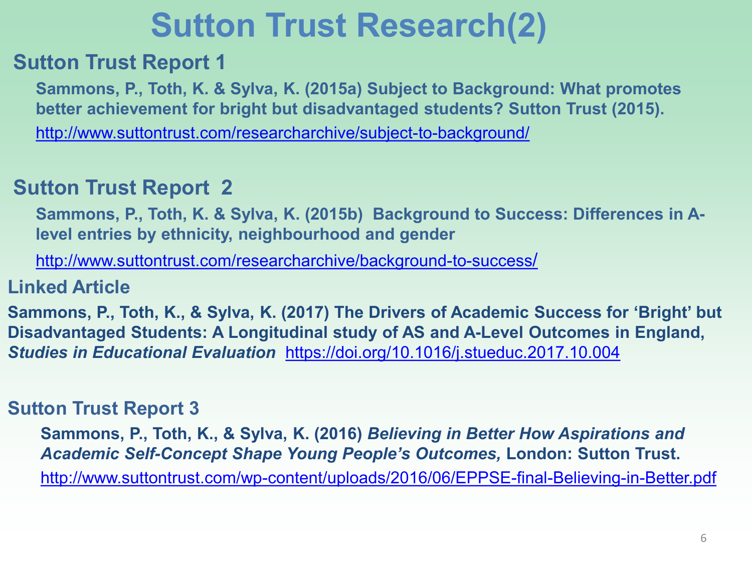# Sutton Trust Research(2)

## Sutton Trust Report 1

**Sammons, P., Toth, K. & Sylva, K. (2015a) Subject to Background: What promotes better achievement for bright but disadvantaged students? Sutton Trust (2015).**

http://www.suttontrust.com/researcharchive/subject-to-background/

## Sutton Trust Report 2

**Sammons, P., Toth, K. & Sylva, K. (2015b) Background to Success: Differences in A-level entries by ethnicity, neighbourhood and gender**

http://www.suttontrust.com/researcharchive/background-to-success/

### Linked Article

**Sammons, P., Toth, K., & Sylva, K. (2017) The Drivers of Academic Success for 'Bright' but Disadvantaged Students: A Longitudinal study of AS and A-Level Outcomes in England, *Studies in Educational Evaluation*** https://doi.org/10.1016/j.stueduc.2017.10.004

## Sutton Trust Report 3

**Sammons, P., Toth, K., & Sylva, K. (2016) *Believing in Better How Aspirations and Academic Self-Concept Shape Young People's Outcomes,* London: Sutton Trust.**

http://www.suttontrust.com/wp-content/uploads/2016/06/EPPSE-final-Believing-in-Better.pdf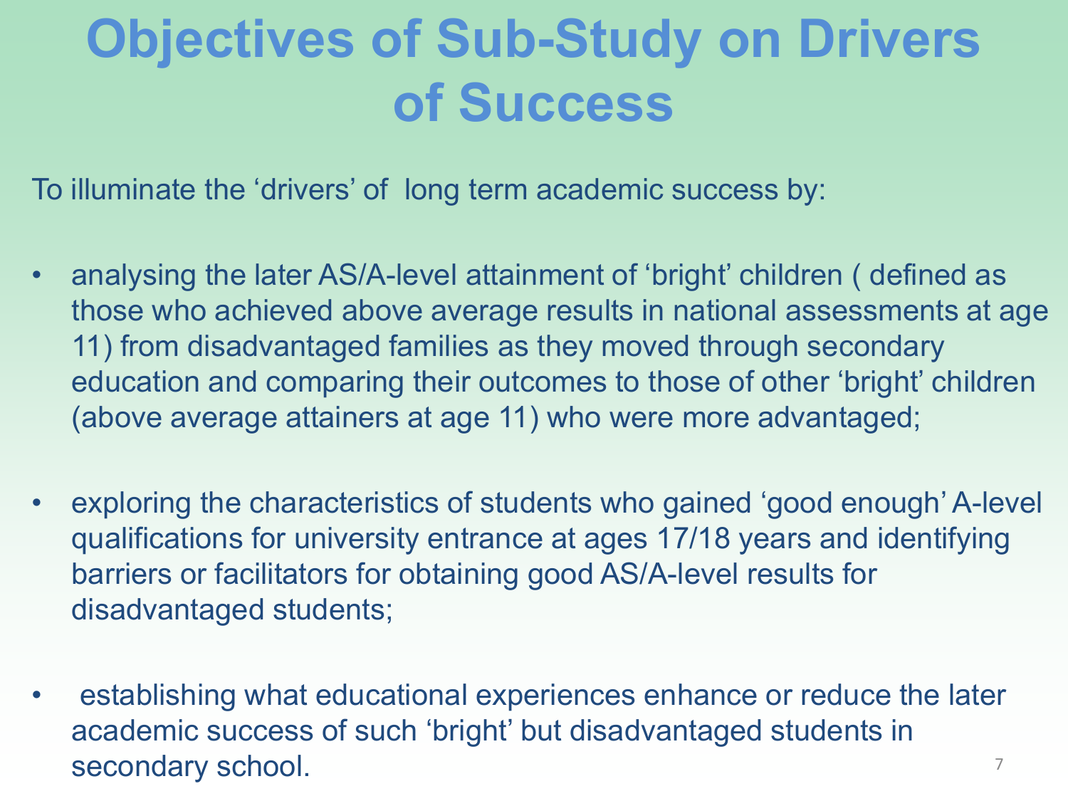# Objectives of Sub-Study on Drivers of Success

To illuminate the 'drivers' of long term academic success by:

- analysing the later AS/A-level attainment of 'bright' children ( defined as those who achieved above average results in national assessments at age 11) from disadvantaged families as they moved through secondary education and comparing their outcomes to those of other 'bright' children (above average attainers at age 11) who were more advantaged;
- exploring the characteristics of students who gained 'good enough' A-level qualifications for university entrance at ages 17/18 years and identifying barriers or facilitators for obtaining good AS/A-level results for disadvantaged students;
- establishing what educational experiences enhance or reduce the later academic success of such 'bright' but disadvantaged students in secondary school.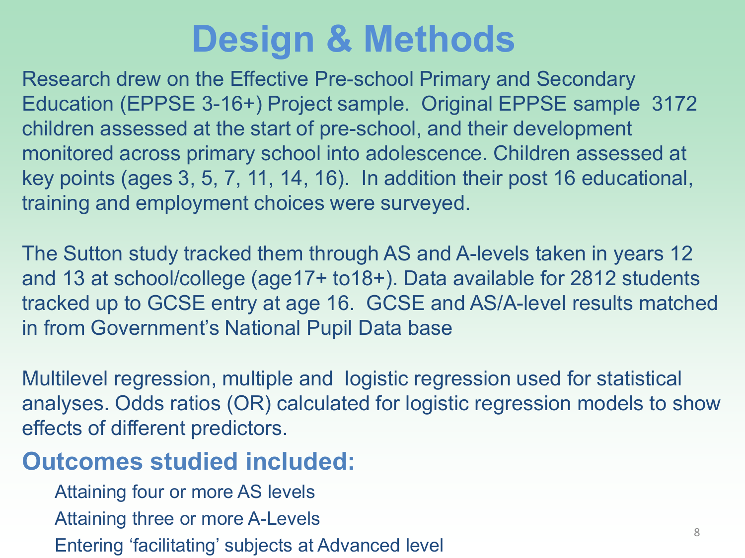# Design & Methods

Research drew on the Effective Pre-school Primary and Secondary Education (EPPSE 3-16+) Project sample. Original EPPSE sample 3172 children assessed at the start of pre-school, and their development monitored across primary school into adolescence. Children assessed at key points (ages 3, 5, 7, 11, 14, 16). In addition their post 16 educational, training and employment choices were surveyed.

The Sutton study tracked them through AS and A-levels taken in years 12 and 13 at school/college (age17+ to18+). Data available for 2812 students tracked up to GCSE entry at age 16. GCSE and AS/A-level results matched in from Government's National Pupil Data base

Multilevel regression, multiple and logistic regression used for statistical analyses. Odds ratios (OR) calculated for logistic regression models to show effects of different predictors.

## Outcomes studied included:

- Attaining four or more AS levels
- Attaining three or more A-Levels
- Entering 'facilitating' subjects at Advanced level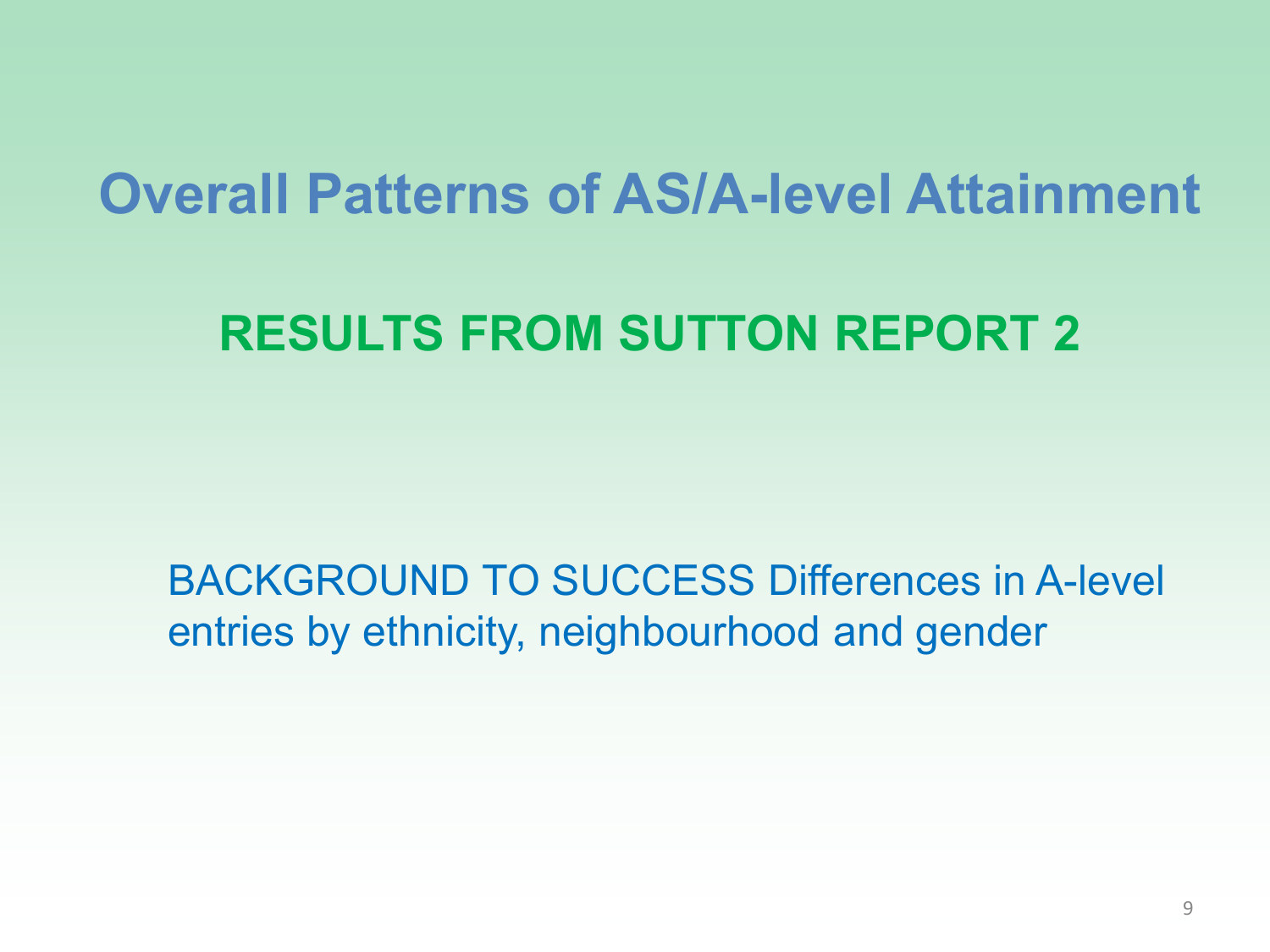# Overall Patterns of AS/A-level Attainment

## RESULTS FROM SUTTON REPORT 2

BACKGROUND TO SUCCESS Differences in A-level entries by ethnicity, neighbourhood and gender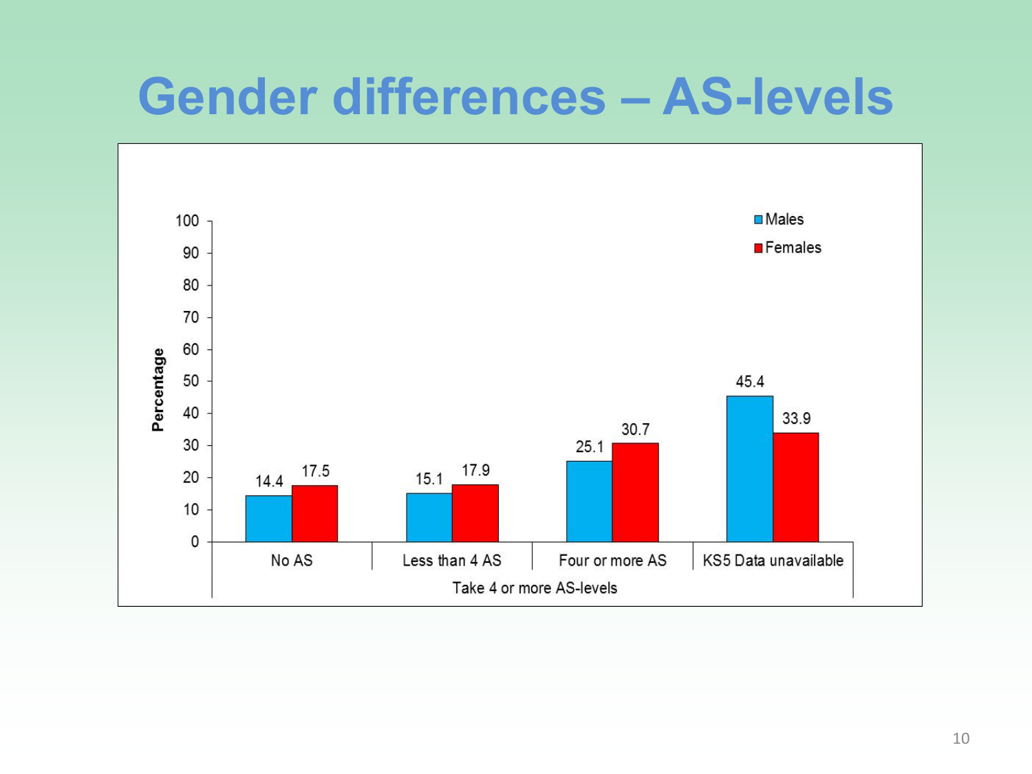# Gender differences – AS-levels

100
90
80
70
60
50
40
30
20
10
0

Percentage

Males
Females

14.4
17.5
15.1
17.9
25.1
30.7
45.4
33.9

No AS
Less than 4 AS
Four or more AS
KS5 Data unavailable

Take 4 or more AS-levels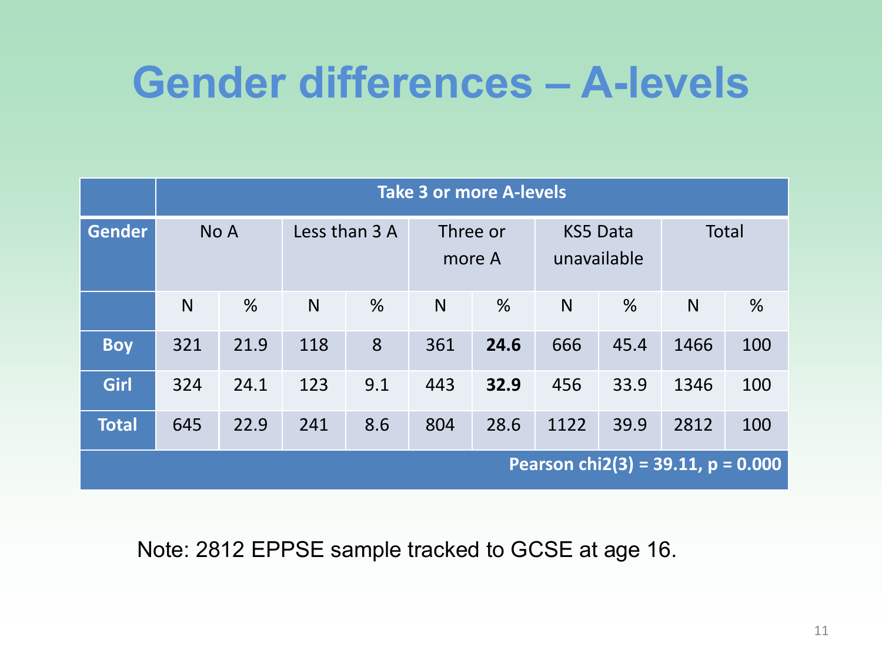# Gender differences – A-levels

| | Take 3 or more A-levels | | | | | | | | | |
|---|---|---|---|---|---|---|---|---|---|---|
| **Gender** | No A | | Less than 3 A | | Three or more A | | KS5 Data unavailable | | Total | |
| | N | % | N | % | N | % | N | % | N | % |
| **Boy** | 321 | 21.9 | 118 | 8 | 361 | **24.6** | 666 | 45.4 | 1466 | 100 |
| **Girl** | 324 | 24.1 | 123 | 9.1 | 443 | **32.9** | 456 | 33.9 | 1346 | 100 |
| **Total** | 645 | 22.9 | 241 | 8.6 | 804 | 28.6 | 1122 | 39.9 | 2812 | 100 |
| **Pearson chi2(3) = 39.11, p = 0.000** | | | | | | | | | | |

Note: 2812 EPPSE sample tracked to GCSE at age 16.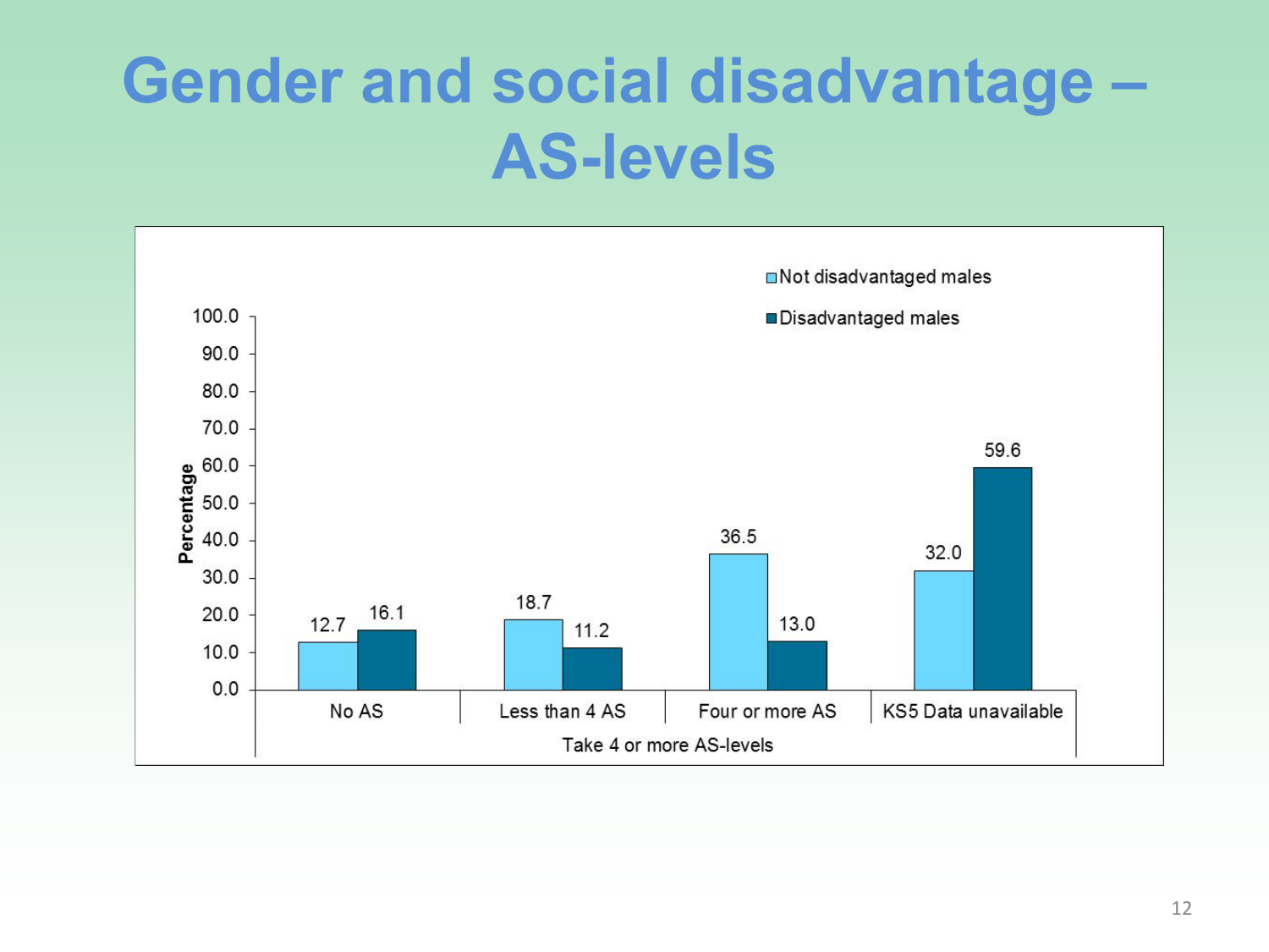# Gender and social disadvantage – AS-levels

Not disadvantaged males
Disadvantaged males

Percentage

100.0
90.0
80.0
70.0
60.0
50.0
40.0
30.0
20.0
10.0
0.0

12.7
16.1
18.7
11.2
36.5
13.0
32.0
59.6

No AS
Less than 4 AS
Four or more AS
KS5 Data unavailable

Take 4 or more AS-levels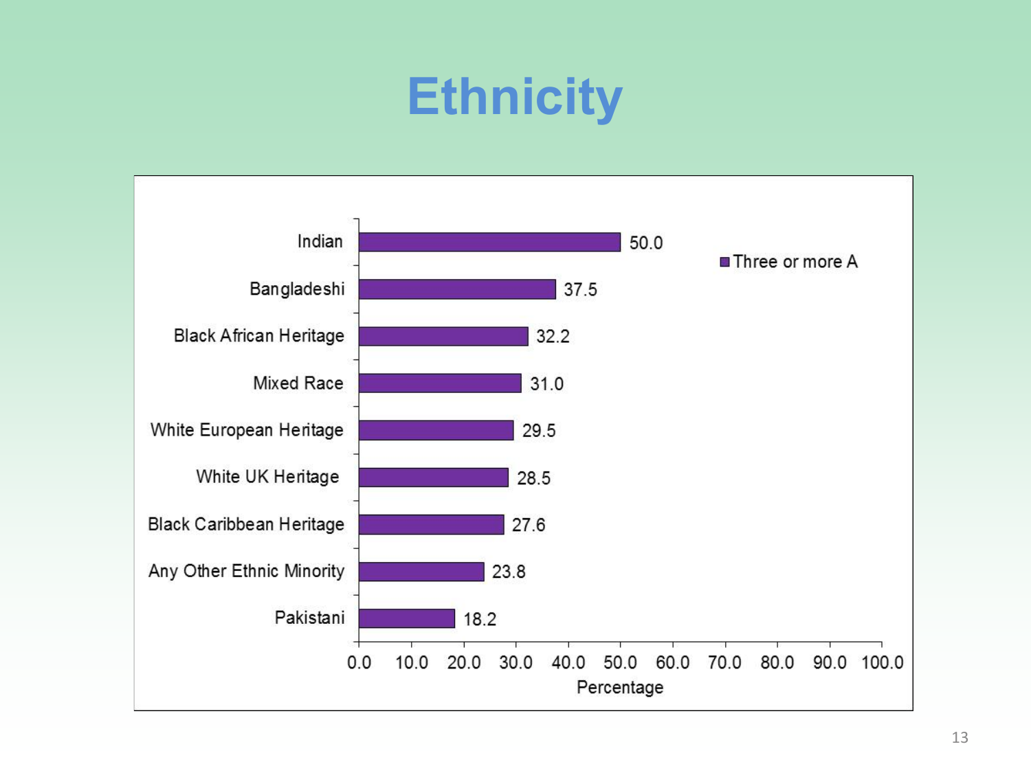# Ethnicity

Three or more A

Indian 50.0

Bangladeshi 37.5

Black African Heritage 32.2

Mixed Race 31.0

White European Heritage 29.5

White UK Heritage 28.5

Black Caribbean Heritage 27.6

Any Other Ethnic Minority 23.8

Pakistani 18.2

0.0 10.0 20.0 30.0 40.0 50.0 60.0 70.0 80.0 90.0 100.0

Percentage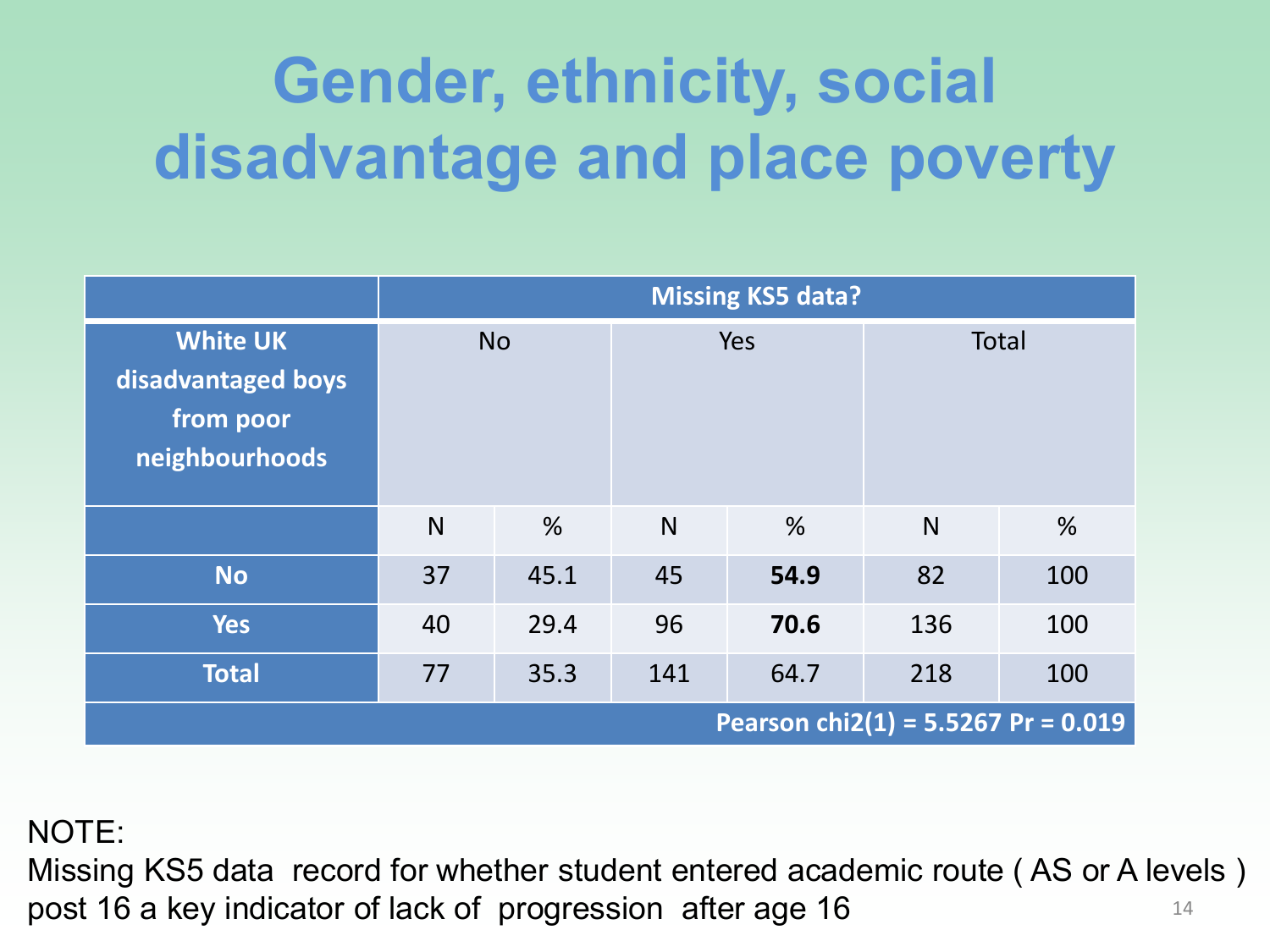# Gender, ethnicity, social disadvantage and place poverty

| | Missing KS5 data? | | | | | |
|---|---|---|---|---|---|---|
| White UK disadvantaged boys from poor neighbourhoods | No | | Yes | | Total | |
| | N | % | N | % | N | % |
| **No** | 37 | 45.1 | 45 | **54.9** | 82 | 100 |
| **Yes** | 40 | 29.4 | 96 | **70.6** | 136 | 100 |
| **Total** | 77 | 35.3 | 141 | 64.7 | 218 | 100 |
| **Pearson chi2(1) = 5.5267 Pr = 0.019** | | | | | | |

NOTE:
Missing KS5 data record for whether student entered academic route ( AS or A levels ) post 16 a key indicator of lack of progression after age 16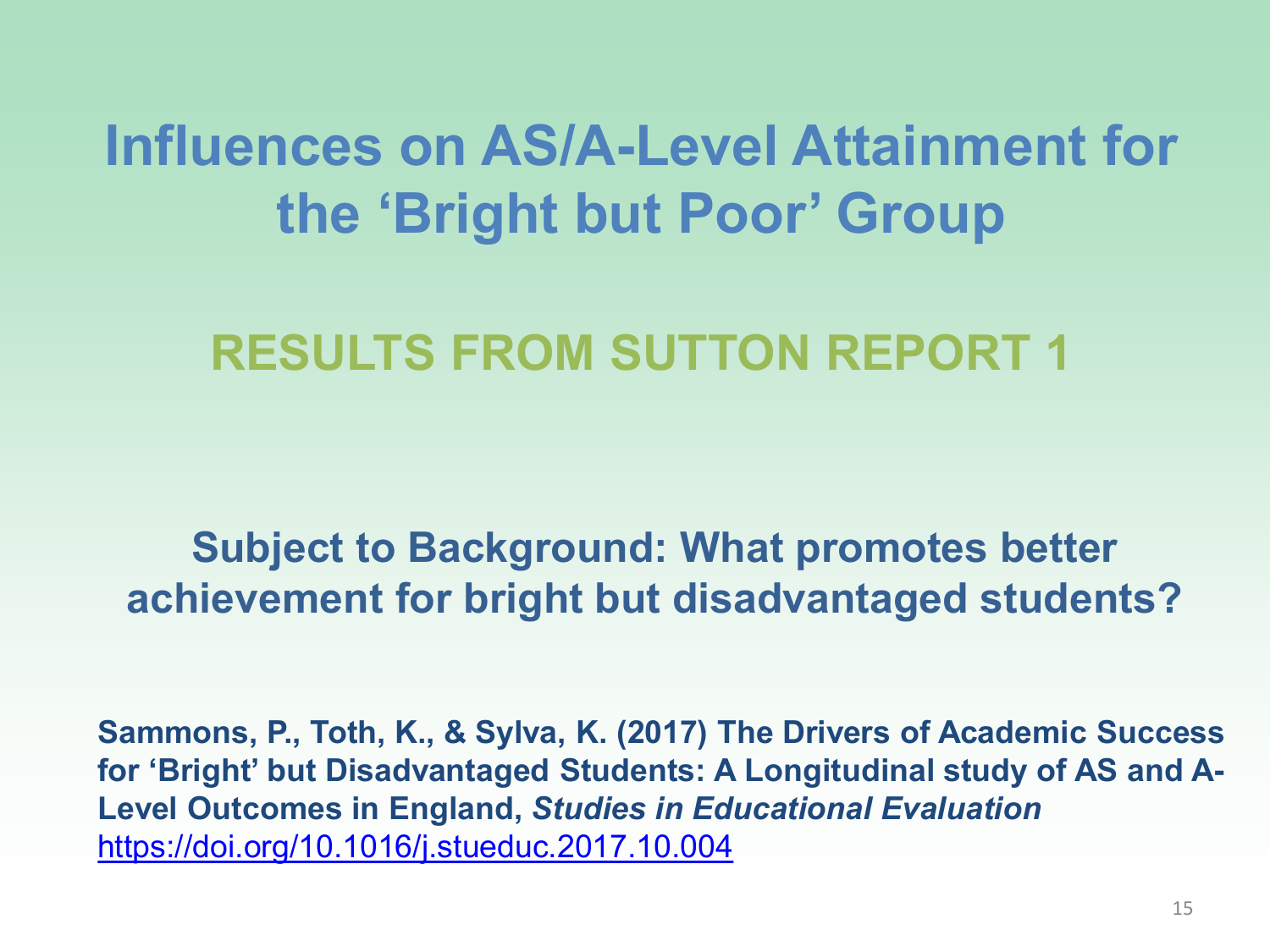# Influences on AS/A-Level Attainment for the 'Bright but Poor' Group

## RESULTS FROM SUTTON REPORT 1

### Subject to Background: What promotes better achievement for bright but disadvantaged students?

**Sammons, P., Toth, K., & Sylva, K. (2017) The Drivers of Academic Success for 'Bright' but Disadvantaged Students: A Longitudinal study of AS and A-Level Outcomes in England, *Studies in Educational Evaluation***
https://doi.org/10.1016/j.stueduc.2017.10.004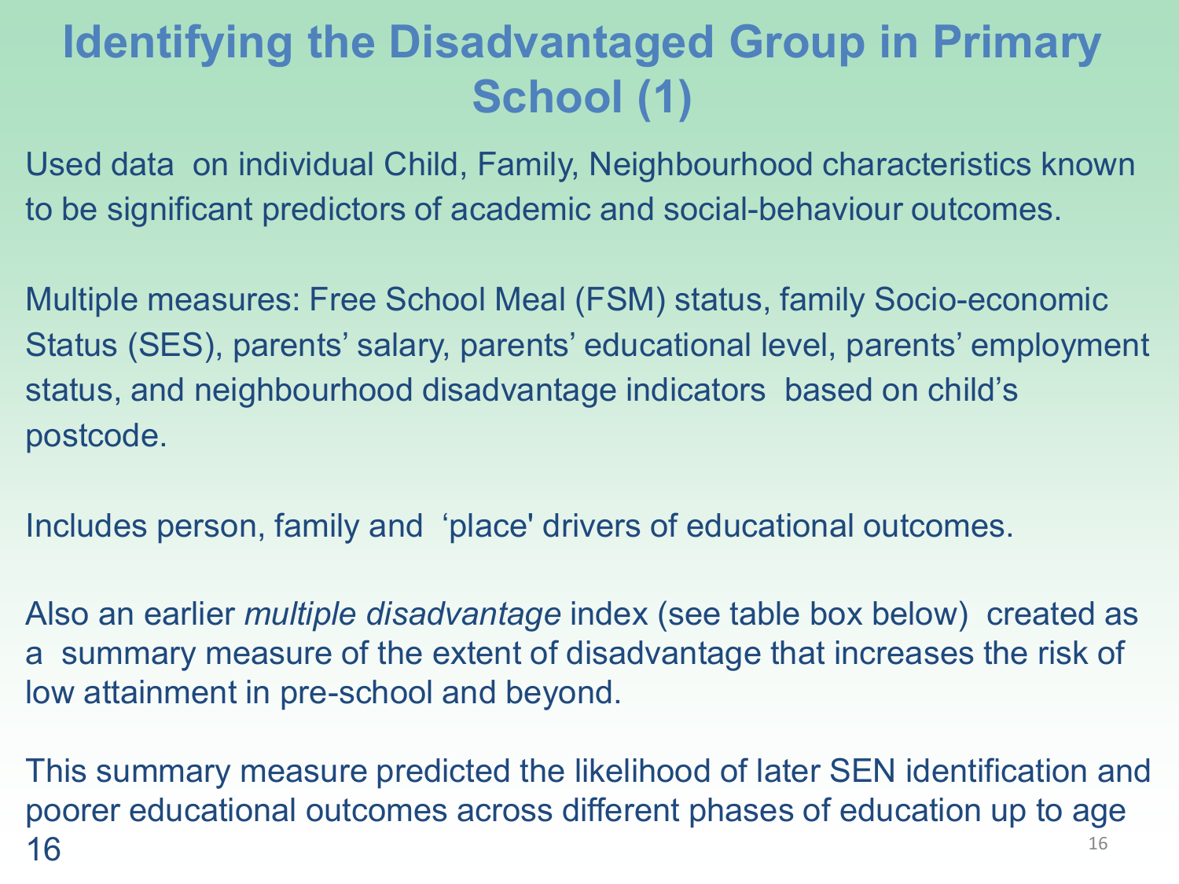# Identifying the Disadvantaged Group in Primary School (1)

Used data on individual Child, Family, Neighbourhood characteristics known to be significant predictors of academic and social-behaviour outcomes.

Multiple measures: Free School Meal (FSM) status, family Socio-economic Status (SES), parents' salary, parents' educational level, parents' employment status, and neighbourhood disadvantage indicators based on child's postcode.

Includes person, family and 'place' drivers of educational outcomes.

Also an earlier *multiple disadvantage* index (see table box below) created as a summary measure of the extent of disadvantage that increases the risk of low attainment in pre-school and beyond.

This summary measure predicted the likelihood of later SEN identification and poorer educational outcomes across different phases of education up to age 16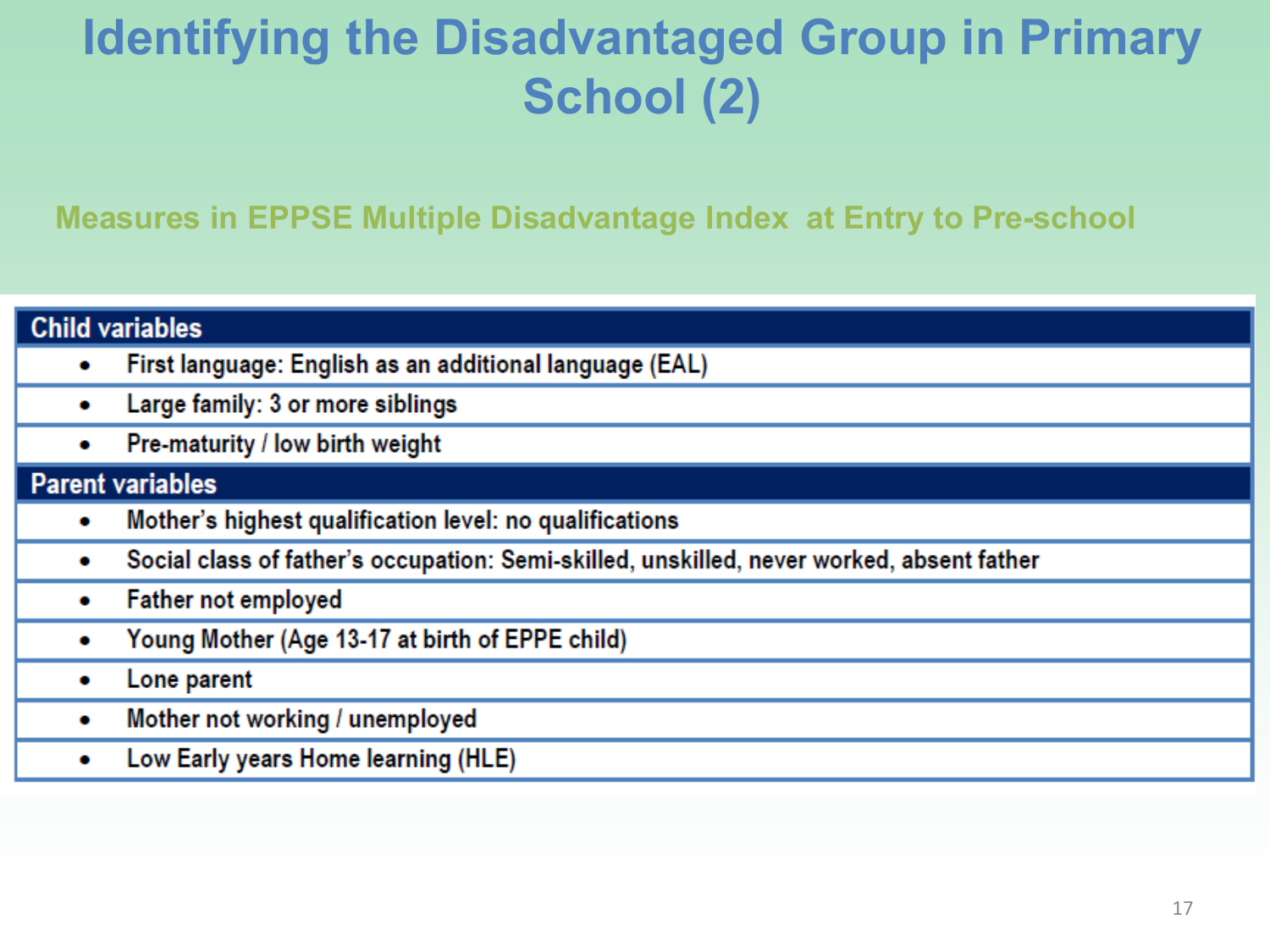# Identifying the Disadvantaged Group in Primary School (2)

## Measures in EPPSE Multiple Disadvantage Index at Entry to Pre-school

| Child variables |
|---|
| • First language: English as an additional language (EAL) |
| • Large family: 3 or more siblings |
| • Pre-maturity / low birth weight |
| **Parent variables** |
| • Mother's highest qualification level: no qualifications |
| • Social class of father's occupation: Semi-skilled, unskilled, never worked, absent father |
| • Father not employed |
| • Young Mother (Age 13-17 at birth of EPPE child) |
| • Lone parent |
| • Mother not working / unemployed |
| • Low Early years Home learning (HLE) |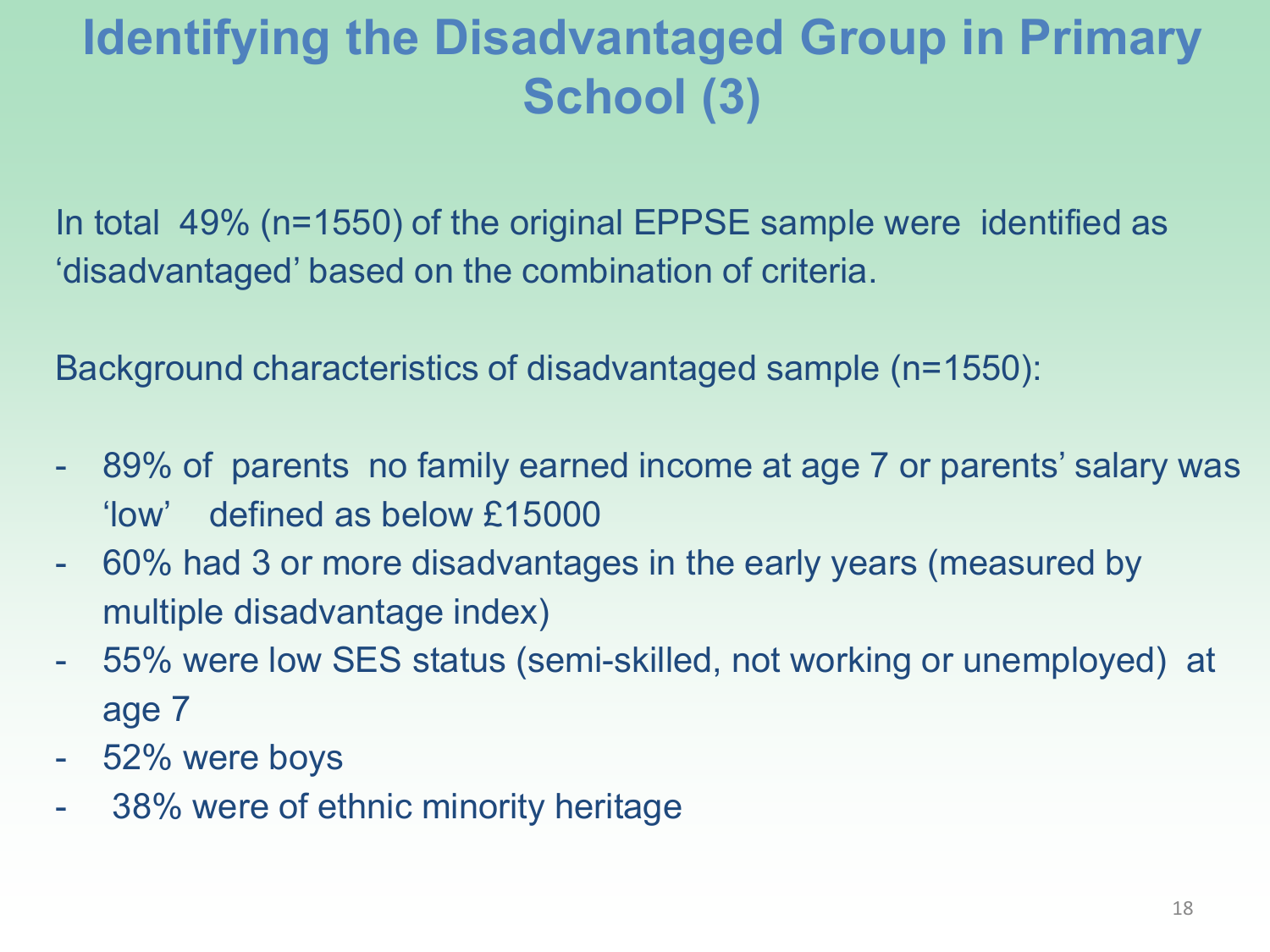# Identifying the Disadvantaged Group in Primary School (3)

In total 49% (n=1550) of the original EPPSE sample were identified as 'disadvantaged' based on the combination of criteria.

Background characteristics of disadvantaged sample (n=1550):

- 89% of parents no family earned income at age 7 or parents' salary was 'low' defined as below £15000
- 60% had 3 or more disadvantages in the early years (measured by multiple disadvantage index)
- 55% were low SES status (semi-skilled, not working or unemployed) at age 7
- 52% were boys
- 38% were of ethnic minority heritage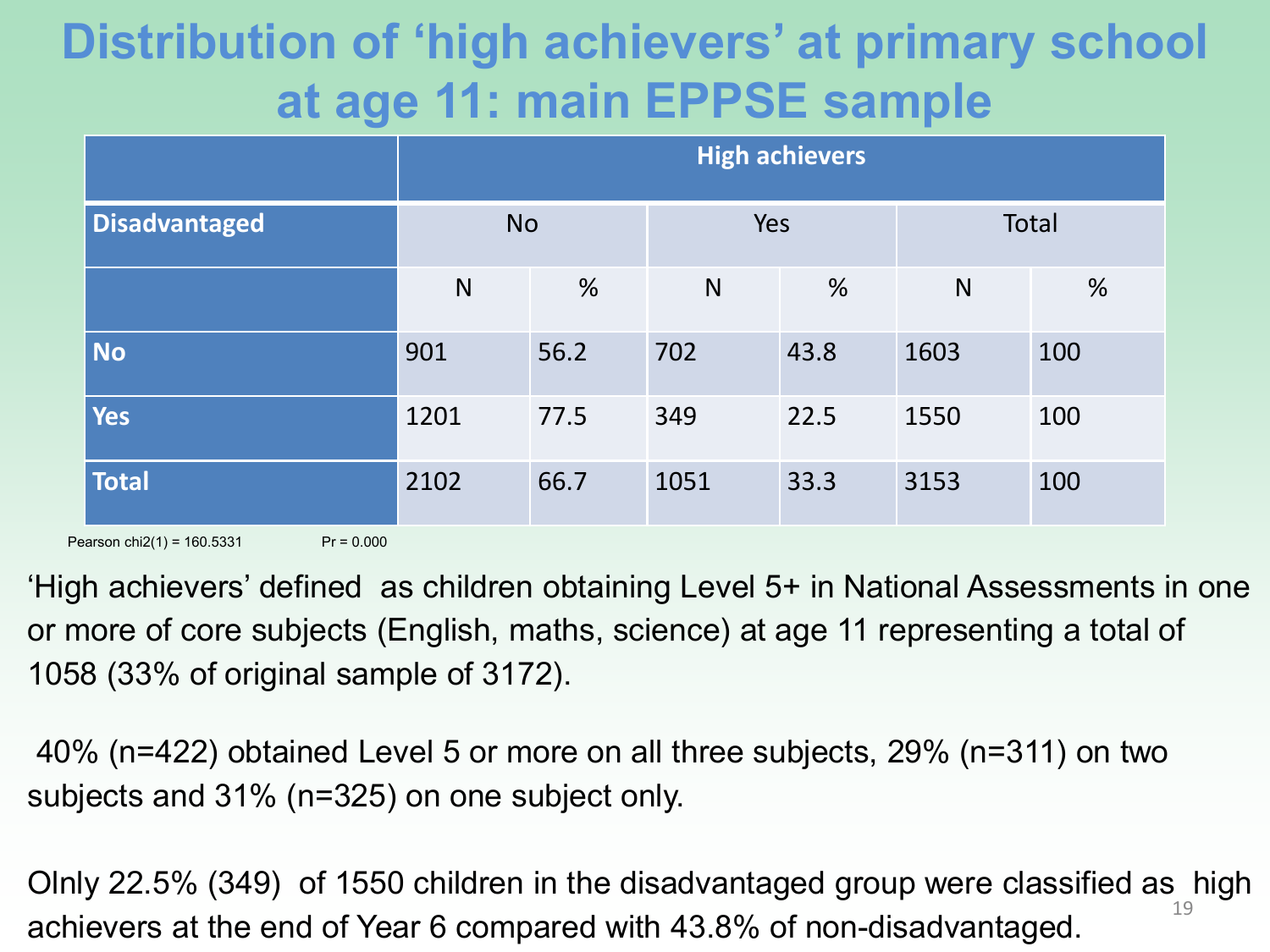# Distribution of 'high achievers' at primary school at age 11: main EPPSE sample

| | High achievers | | | | | |
|---|---|---|---|---|---|---|
| **Disadvantaged** | No | | Yes | | Total | |
| | N | % | N | % | N | % |
| **No** | 901 | 56.2 | 702 | 43.8 | 1603 | 100 |
| **Yes** | 1201 | 77.5 | 349 | 22.5 | 1550 | 100 |
| **Total** | 2102 | 66.7 | 1051 | 33.3 | 3153 | 100 |

Pearson chi2(1) = 160.5331 Pr = 0.000

'High achievers' defined as children obtaining Level 5+ in National Assessments in one or more of core subjects (English, maths, science) at age 11 representing a total of 1058 (33% of original sample of 3172).

40% (n=422) obtained Level 5 or more on all three subjects, 29% (n=311) on two subjects and 31% (n=325) on one subject only.

Olnly 22.5% (349) of 1550 children in the disadvantaged group were classified as high achievers at the end of Year 6 compared with 43.8% of non-disadvantaged.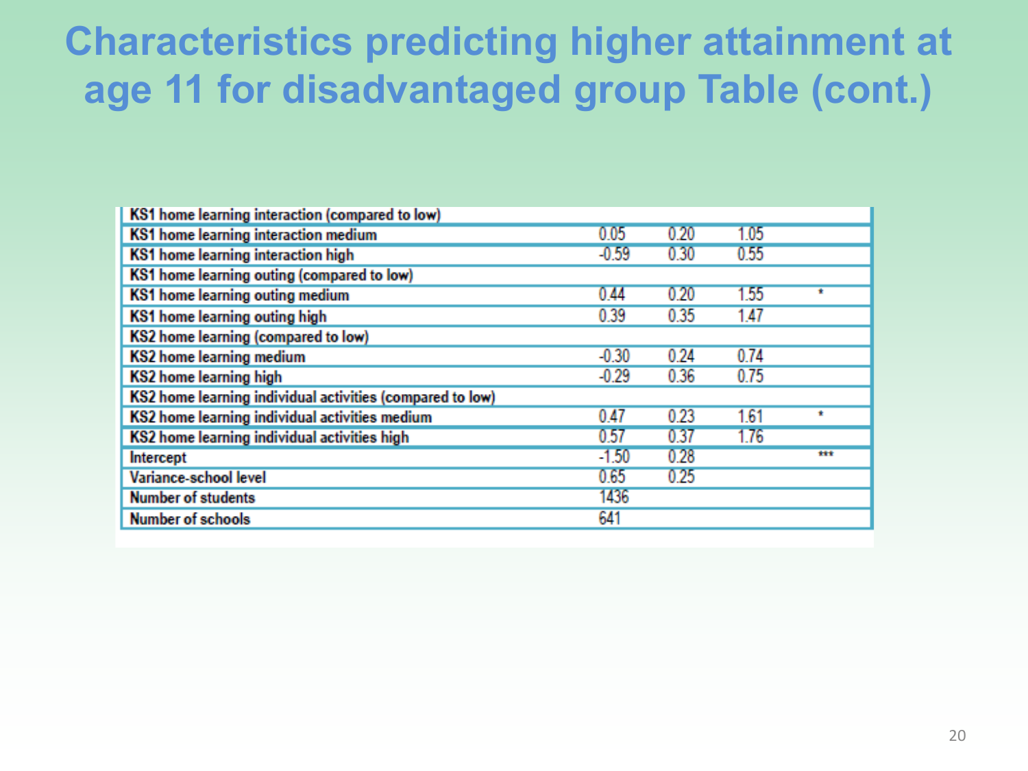# Characteristics predicting higher attainment at age 11 for disadvantaged group Table (cont.)

| | | | | |
|---|---|---|---|---|
| **KS1 home learning interaction (compared to low)** | | | | |
| **KS1 home learning interaction medium** | 0.05 | 0.20 | 1.05 | |
| **KS1 home learning interaction high** | -0.59 | 0.30 | 0.55 | |
| **KS1 home learning outing (compared to low)** | | | | |
| **KS1 home learning outing medium** | 0.44 | 0.20 | 1.55 | * |
| **KS1 home learning outing high** | 0.39 | 0.35 | 1.47 | |
| **KS2 home learning (compared to low)** | | | | |
| **KS2 home learning medium** | -0.30 | 0.24 | 0.74 | |
| **KS2 home learning high** | -0.29 | 0.36 | 0.75 | |
| **KS2 home learning individual activities (compared to low)** | | | | |
| **KS2 home learning individual activities medium** | 0.47 | 0.23 | 1.61 | * |
| **KS2 home learning individual activities high** | 0.57 | 0.37 | 1.76 | |
| **Intercept** | -1.50 | 0.28 | | *** |
| **Variance-school level** | 0.65 | 0.25 | | |
| **Number of students** | 1436 | | | |
| **Number of schools** | 641 | | | |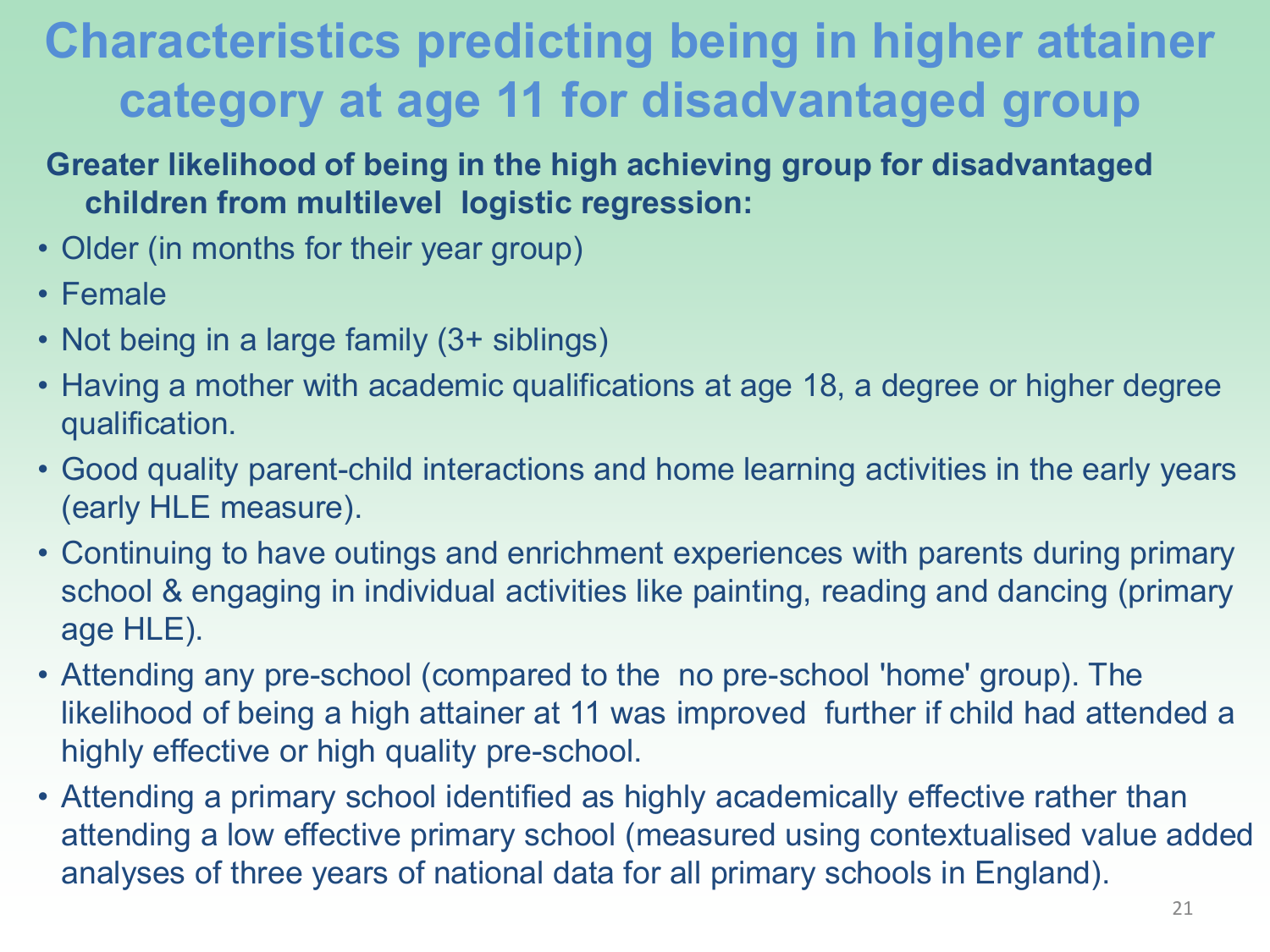# Characteristics predicting being in higher attainer category at age 11 for disadvantaged group

**Greater likelihood of being in the high achieving group for disadvantaged children from multilevel logistic regression:**

- Older (in months for their year group)
- Female
- Not being in a large family (3+ siblings)
- Having a mother with academic qualifications at age 18, a degree or higher degree qualification.
- Good quality parent-child interactions and home learning activities in the early years (early HLE measure).
- Continuing to have outings and enrichment experiences with parents during primary school & engaging in individual activities like painting, reading and dancing (primary age HLE).
- Attending any pre-school (compared to the no pre-school 'home' group). The likelihood of being a high attainer at 11 was improved further if child had attended a highly effective or high quality pre-school.
- Attending a primary school identified as highly academically effective rather than attending a low effective primary school (measured using contextualised value added analyses of three years of national data for all primary schools in England).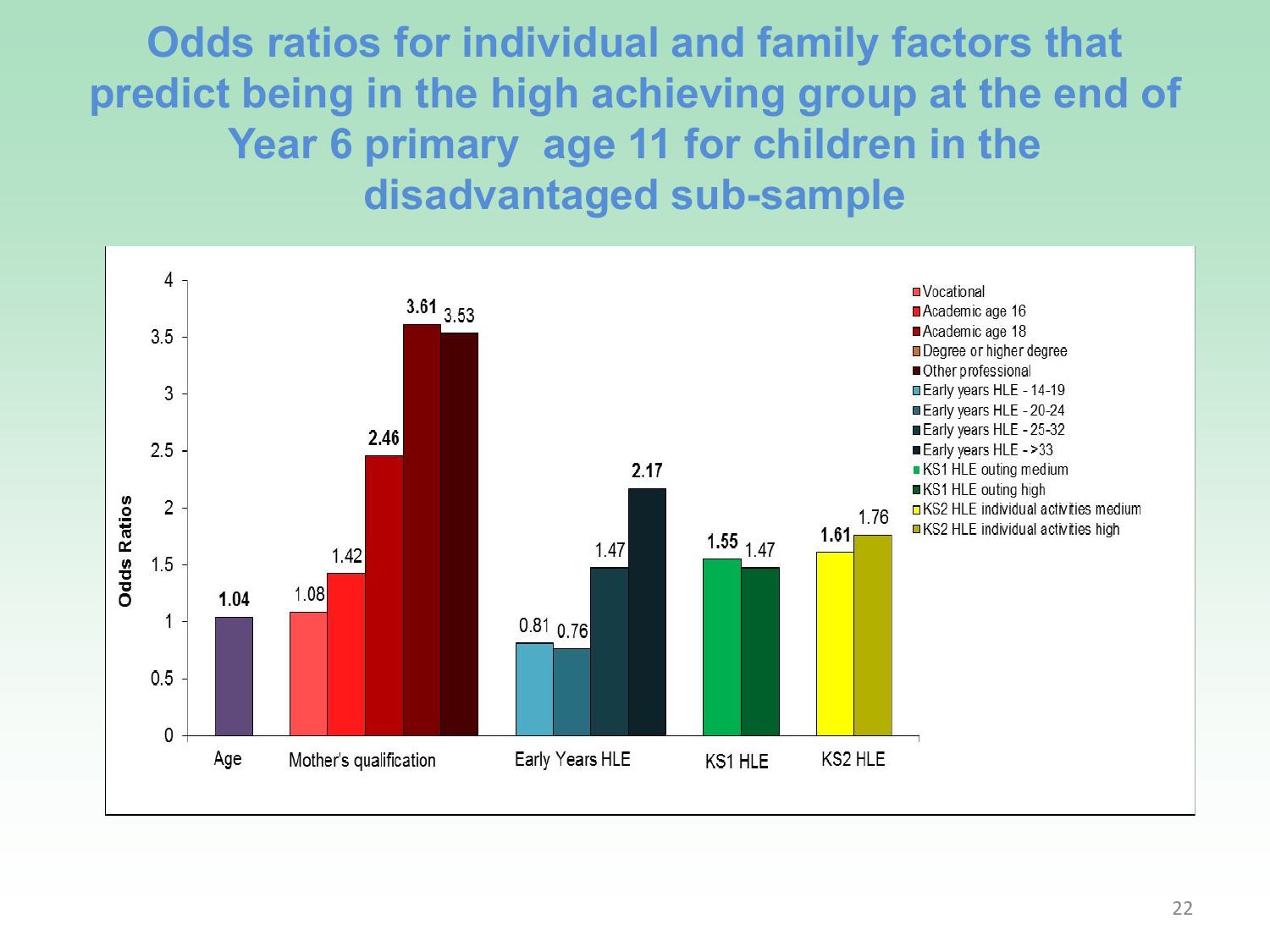# Odds ratios for individual and family factors that predict being in the high achieving group at the end of Year 6 primary age 11 for children in the disadvantaged sub-sample

Odds Ratios

4
3.5
3
2.5
2
1.5
1
0.5
0

1.04
1.08
1.42
2.46
3.61
3.53
0.81
0.76
1.47
2.17
1.55
1.47
1.61
1.76

Age
Mother's qualification
Early Years HLE
KS1 HLE
KS2 HLE

Vocational
Academic age 16
Academic age 18
Degree or higher degree
Other professional
Early years HLE - 14-19
Early years HLE - 20-24
Early years HLE - 25-32
Early years HLE - >33
KS1 HLE outing medium
KS1 HLE outing high
KS2 HLE individual activities medium
KS2 HLE individual activities high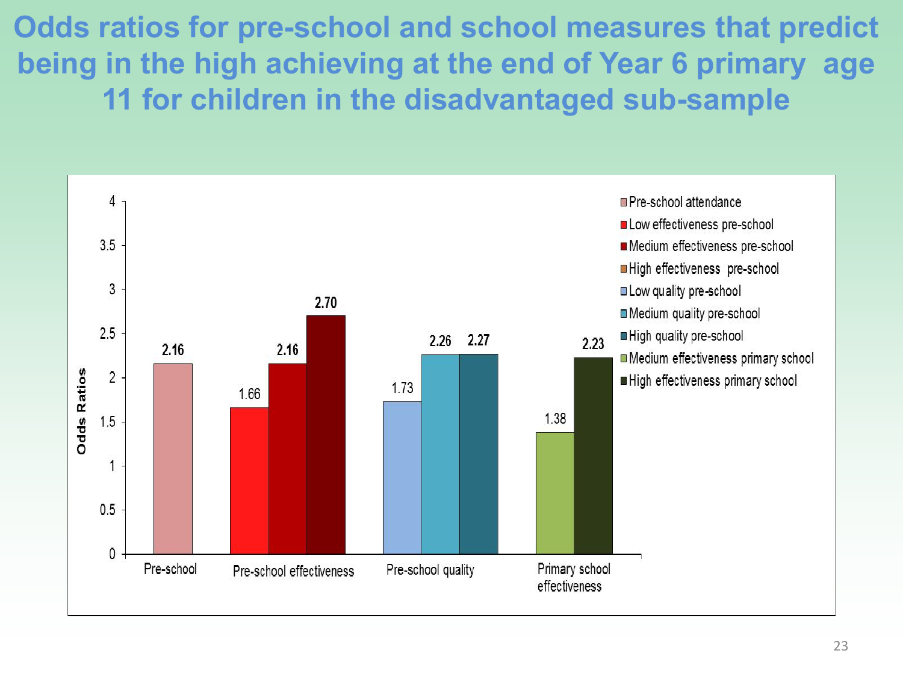# Odds ratios for pre-school and school measures that predict being in the high achieving at the end of Year 6 primary age 11 for children in the disadvantaged sub-sample

Odds Ratios

4
3.5
3
2.5
2
1.5
1
0.5
0

2.16
1.66
2.16
2.70
1.73
2.26
2.27
1.38
2.23

Pre-school
Pre-school effectiveness
Pre-school quality
Primary school effectiveness

Pre-school attendance
Low effectiveness pre-school
Medium effectiveness pre-school
High effectiveness pre-school
Low quality pre-school
Medium quality pre-school
High quality pre-school
Medium effectiveness primary school
High effectiveness primary school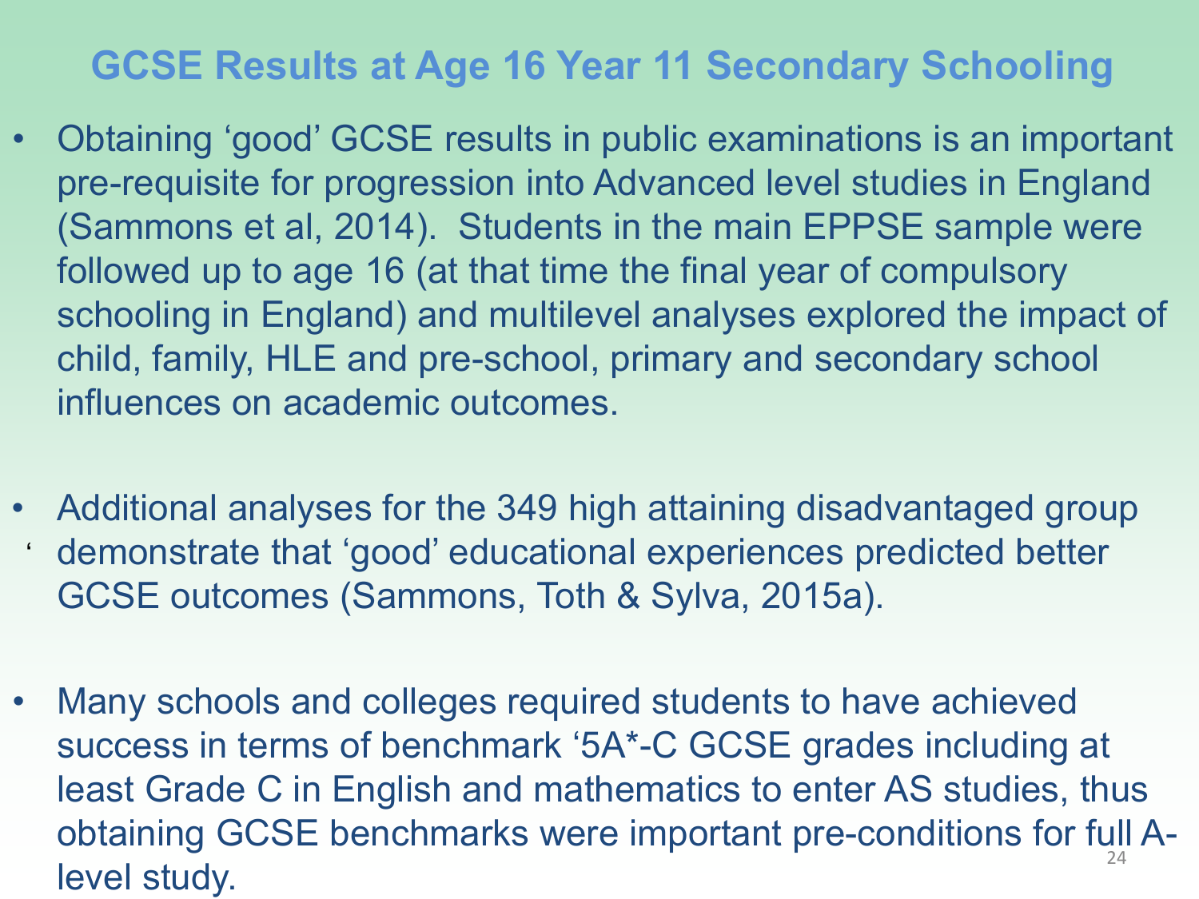# GCSE Results at Age 16 Year 11 Secondary Schooling

- Obtaining 'good' GCSE results in public examinations is an important pre-requisite for progression into Advanced level studies in England (Sammons et al, 2014). Students in the main EPPSE sample were followed up to age 16 (at that time the final year of compulsory schooling in England) and multilevel analyses explored the impact of child, family, HLE and pre-school, primary and secondary school influences on academic outcomes.

- Additional analyses for the 349 high attaining disadvantaged group demonstrate that 'good' educational experiences predicted better GCSE outcomes (Sammons, Toth & Sylva, 2015a).

- Many schools and colleges required students to have achieved success in terms of benchmark '5A*-C GCSE grades including at least Grade C in English and mathematics to enter AS studies, thus obtaining GCSE benchmarks were important pre-conditions for full A-level study.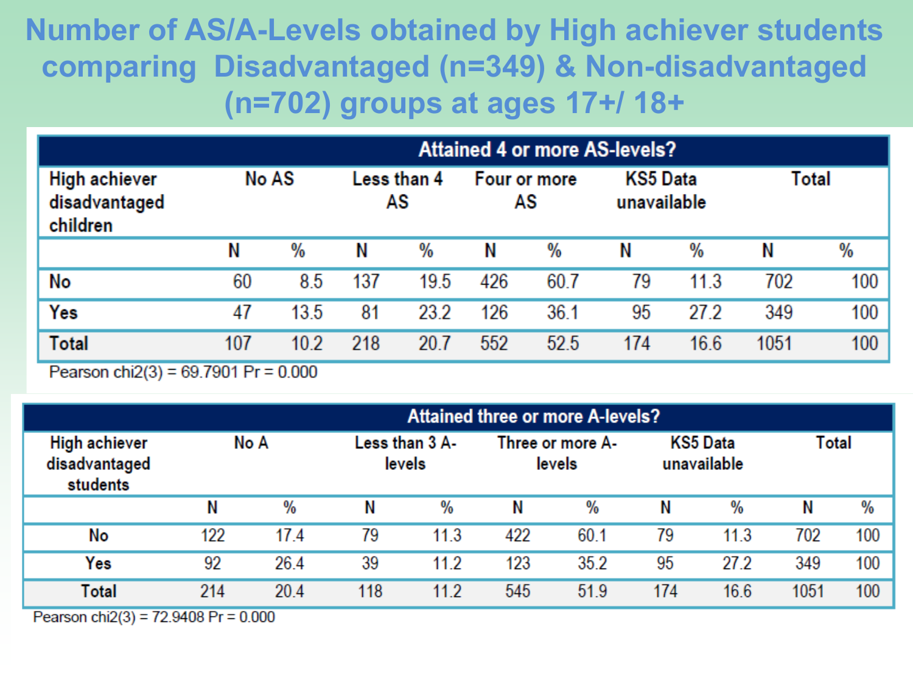# Number of AS/A-Levels obtained by High achiever students comparing Disadvantaged (n=349) & Non-disadvantaged (n=702) groups at ages 17+/ 18+

| | Attained 4 or more AS-levels? | | | | | | | | | |
|---|---|---|---|---|---|---|---|---|---|---|
| High achiever disadvantaged children | No AS | | Less than 4 AS | | Four or more AS | | KS5 Data unavailable | | Total | |
| | N | % | N | % | N | % | N | % | N | % |
| No | 60 | 8.5 | 137 | 19.5 | 426 | 60.7 | 79 | 11.3 | 702 | 100 |
| Yes | 47 | 13.5 | 81 | 23.2 | 126 | 36.1 | 95 | 27.2 | 349 | 100 |
| Total | 107 | 10.2 | 218 | 20.7 | 552 | 52.5 | 174 | 16.6 | 1051 | 100 |

Pearson chi2(3) = 69.7901 Pr = 0.000

| | Attained three or more A-levels? | | | | | | | | | |
|---|---|---|---|---|---|---|---|---|---|---|
| High achiever disadvantaged students | No A | | Less than 3 A-levels | | Three or more A-levels | | KS5 Data unavailable | | Total | |
| | N | % | N | % | N | % | N | % | N | % |
| No | 122 | 17.4 | 79 | 11.3 | 422 | 60.1 | 79 | 11.3 | 702 | 100 |
| Yes | 92 | 26.4 | 39 | 11.2 | 123 | 35.2 | 95 | 27.2 | 349 | 100 |
| Total | 214 | 20.4 | 118 | 11.2 | 545 | 51.9 | 174 | 16.6 | 1051 | 100 |

Pearson chi2(3) = 72.9408 Pr = 0.000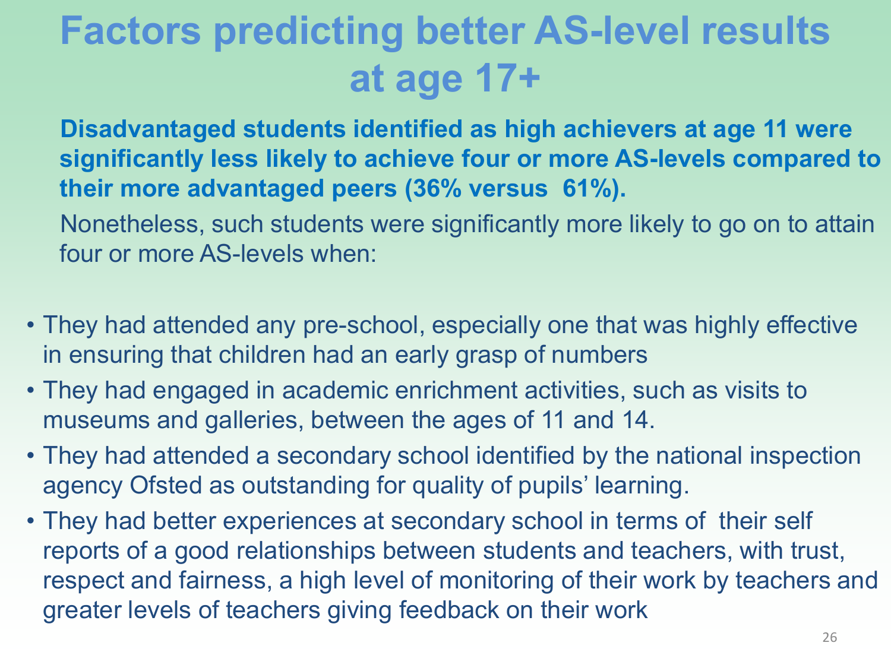# Factors predicting better AS-level results at age 17+

**Disadvantaged students identified as high achievers at age 11 were significantly less likely to achieve four or more AS-levels compared to their more advantaged peers (36% versus 61%).**

Nonetheless, such students were significantly more likely to go on to attain four or more AS-levels when:

- They had attended any pre-school, especially one that was highly effective in ensuring that children had an early grasp of numbers
- They had engaged in academic enrichment activities, such as visits to museums and galleries, between the ages of 11 and 14.
- They had attended a secondary school identified by the national inspection agency Ofsted as outstanding for quality of pupils' learning.
- They had better experiences at secondary school in terms of their self reports of a good relationships between students and teachers, with trust, respect and fairness, a high level of monitoring of their work by teachers and greater levels of teachers giving feedback on their work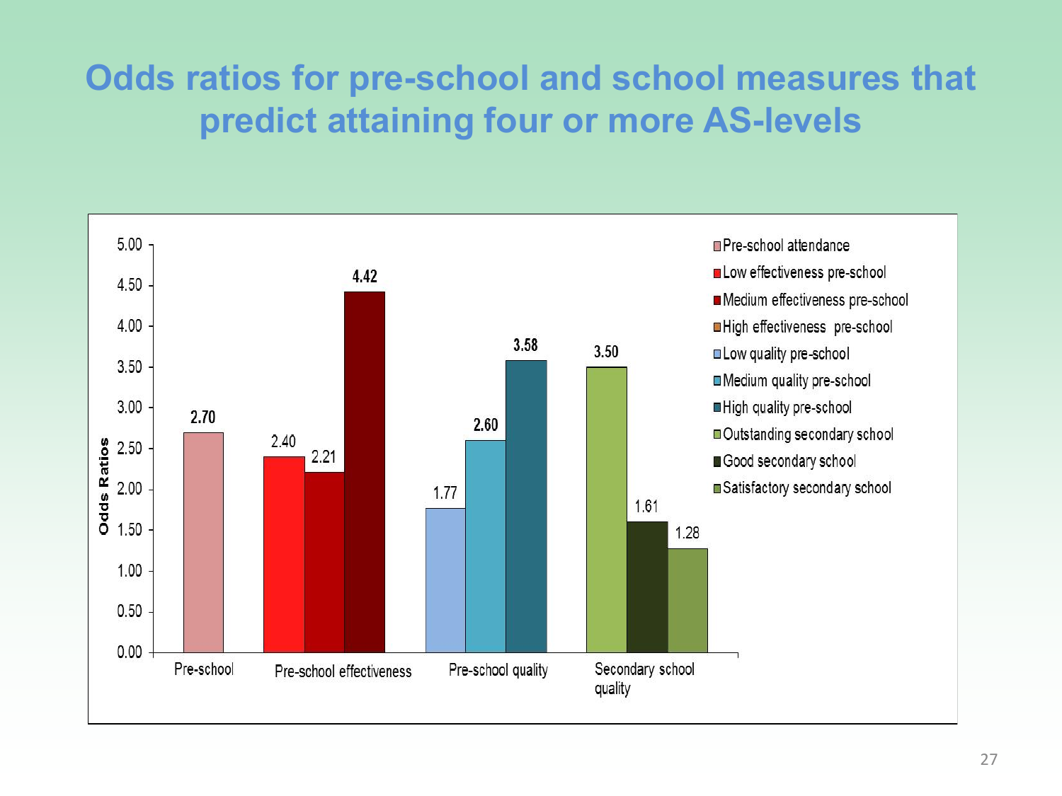# Odds ratios for pre-school and school measures that predict attaining four or more AS-levels

Odds Ratios

5.00
4.50
4.00
3.50
3.00
2.50
2.00
1.50
1.00
0.50
0.00

2.70
2.40
2.21
4.42
1.77
2.60
3.58
3.50
1.61
1.28

Pre-school
Pre-school effectiveness
Pre-school quality
Secondary school quality

Pre-school attendance
Low effectiveness pre-school
Medium effectiveness pre-school
High effectiveness pre-school
Low quality pre-school
Medium quality pre-school
High quality pre-school
Outstanding secondary school
Good secondary school
Satisfactory secondary school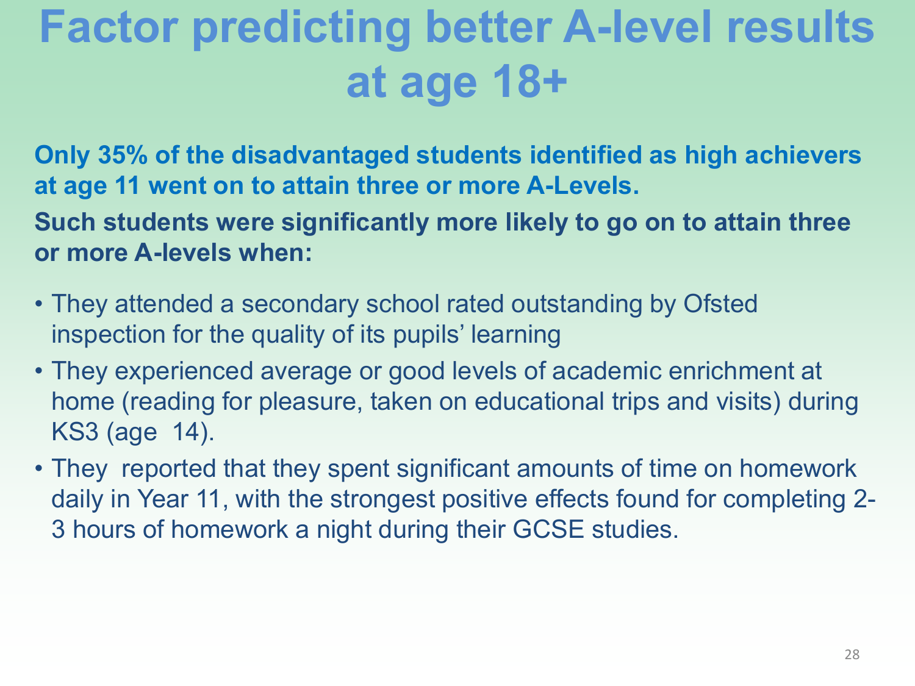# Factor predicting better A-level results at age 18+

**Only 35% of the disadvantaged students identified as high achievers at age 11 went on to attain three or more A-Levels.**

**Such students were significantly more likely to go on to attain three or more A-levels when:**

- They attended a secondary school rated outstanding by Ofsted inspection for the quality of its pupils' learning
- They experienced average or good levels of academic enrichment at home (reading for pleasure, taken on educational trips and visits) during KS3 (age 14).
- They reported that they spent significant amounts of time on homework daily in Year 11, with the strongest positive effects found for completing 2-3 hours of homework a night during their GCSE studies.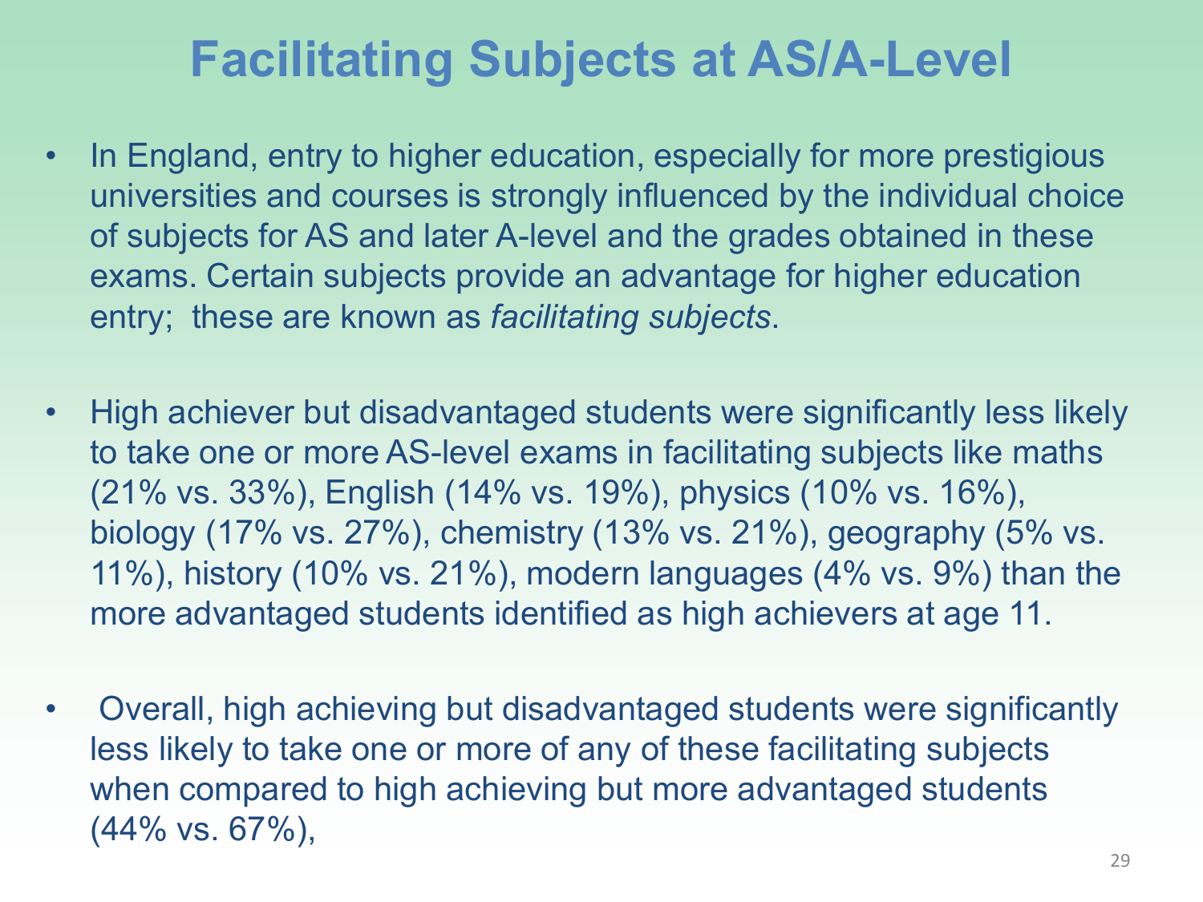# Facilitating Subjects at AS/A-Level

- In England, entry to higher education, especially for more prestigious universities and courses is strongly influenced by the individual choice of subjects for AS and later A-level and the grades obtained in these exams. Certain subjects provide an advantage for higher education entry; these are known as *facilitating subjects*.

- High achiever but disadvantaged students were significantly less likely to take one or more AS-level exams in facilitating subjects like maths (21% vs. 33%), English (14% vs. 19%), physics (10% vs. 16%), biology (17% vs. 27%), chemistry (13% vs. 21%), geography (5% vs. 11%), history (10% vs. 21%), modern languages (4% vs. 9%) than the more advantaged students identified as high achievers at age 11.

- Overall, high achieving but disadvantaged students were significantly less likely to take one or more of any of these facilitating subjects when compared to high achieving but more advantaged students (44% vs. 67%),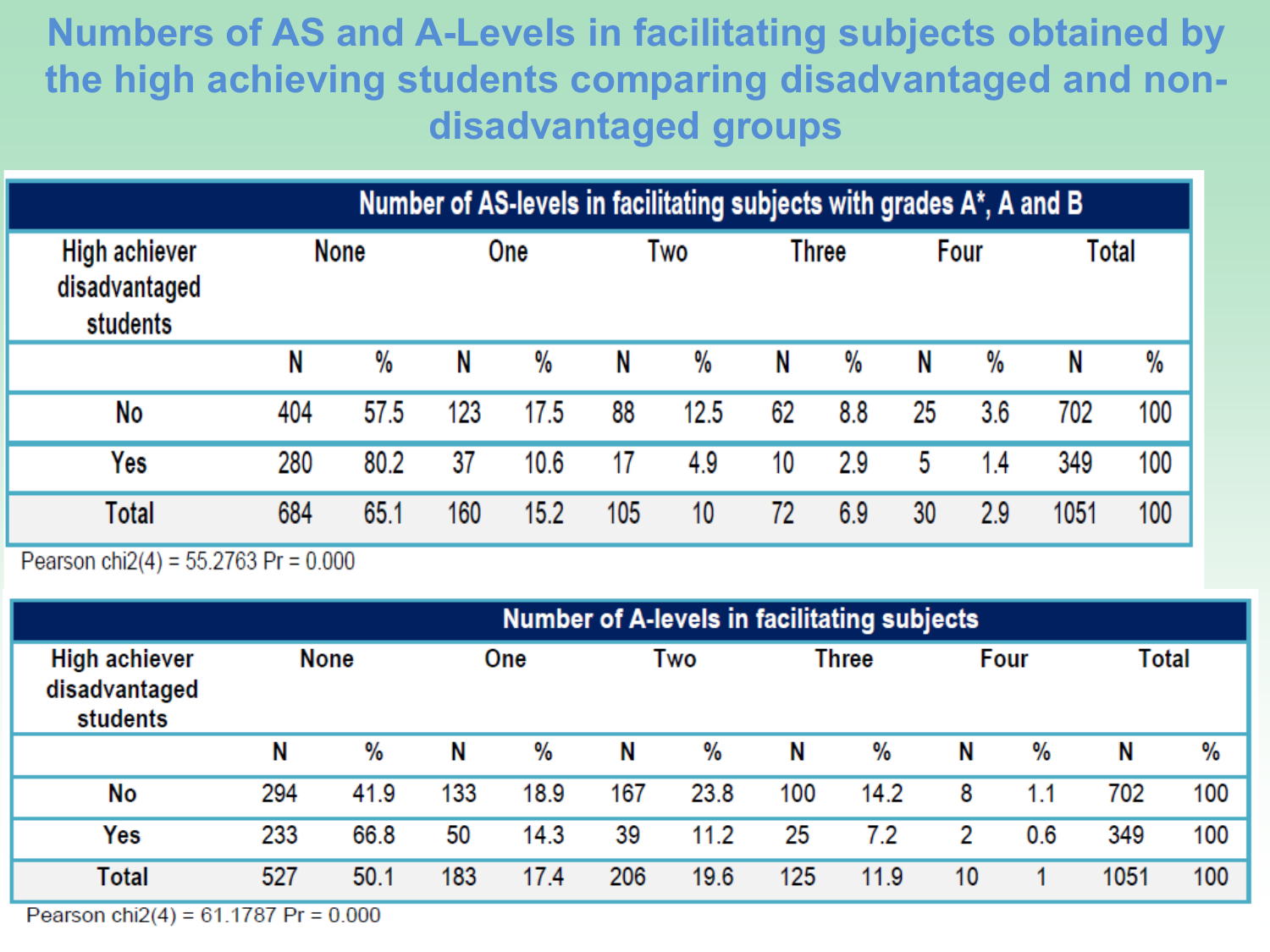# Numbers of AS and A-Levels in facilitating subjects obtained by the high achieving students comparing disadvantaged and non-disadvantaged groups

| | Number of AS-levels in facilitating subjects with grades A*, A and B | | | | | | | | | | | |
|---|---|---|---|---|---|---|---|---|---|---|---|---|
| High achiever disadvantaged students | None | | One | | Two | | Three | | Four | | Total | |
| | N | % | N | % | N | % | N | % | N | % | N | % |
| No | 404 | 57.5 | 123 | 17.5 | 88 | 12.5 | 62 | 8.8 | 25 | 3.6 | 702 | 100 |
| Yes | 280 | 80.2 | 37 | 10.6 | 17 | 4.9 | 10 | 2.9 | 5 | 1.4 | 349 | 100 |
| Total | 684 | 65.1 | 160 | 15.2 | 105 | 10 | 72 | 6.9 | 30 | 2.9 | 1051 | 100 |

Pearson chi2(4) = 55.2763 Pr = 0.000

| | Number of A-levels in facilitating subjects | | | | | | | | | | | |
|---|---|---|---|---|---|---|---|---|---|---|---|---|
| High achiever disadvantaged students | None | | One | | Two | | Three | | Four | | Total | |
| | N | % | N | % | N | % | N | % | N | % | N | % |
| No | 294 | 41.9 | 133 | 18.9 | 167 | 23.8 | 100 | 14.2 | 8 | 1.1 | 702 | 100 |
| Yes | 233 | 66.8 | 50 | 14.3 | 39 | 11.2 | 25 | 7.2 | 2 | 0.6 | 349 | 100 |
| Total | 527 | 50.1 | 183 | 17.4 | 206 | 19.6 | 125 | 11.9 | 10 | 1 | 1051 | 100 |

Pearson chi2(4) = 61.1787 Pr = 0.000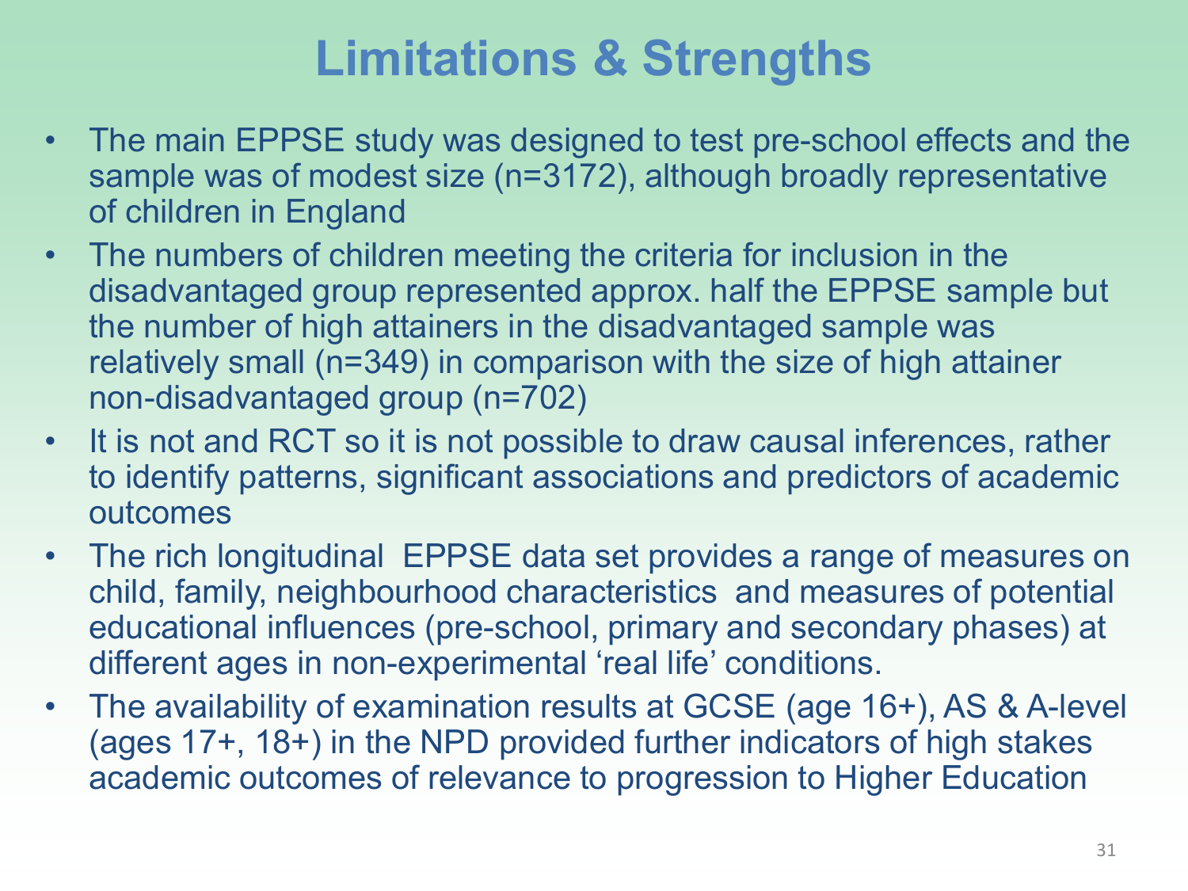# Limitations & Strengths

- The main EPPSE study was designed to test pre-school effects and the sample was of modest size (n=3172), although broadly representative of children in England
- The numbers of children meeting the criteria for inclusion in the disadvantaged group represented approx. half the EPPSE sample but the number of high attainers in the disadvantaged sample was relatively small (n=349) in comparison with the size of high attainer non-disadvantaged group (n=702)
- It is not and RCT so it is not possible to draw causal inferences, rather to identify patterns, significant associations and predictors of academic outcomes
- The rich longitudinal EPPSE data set provides a range of measures on child, family, neighbourhood characteristics and measures of potential educational influences (pre-school, primary and secondary phases) at different ages in non-experimental 'real life' conditions.
- The availability of examination results at GCSE (age 16+), AS & A-level (ages 17+, 18+) in the NPD provided further indicators of high stakes academic outcomes of relevance to progression to Higher Education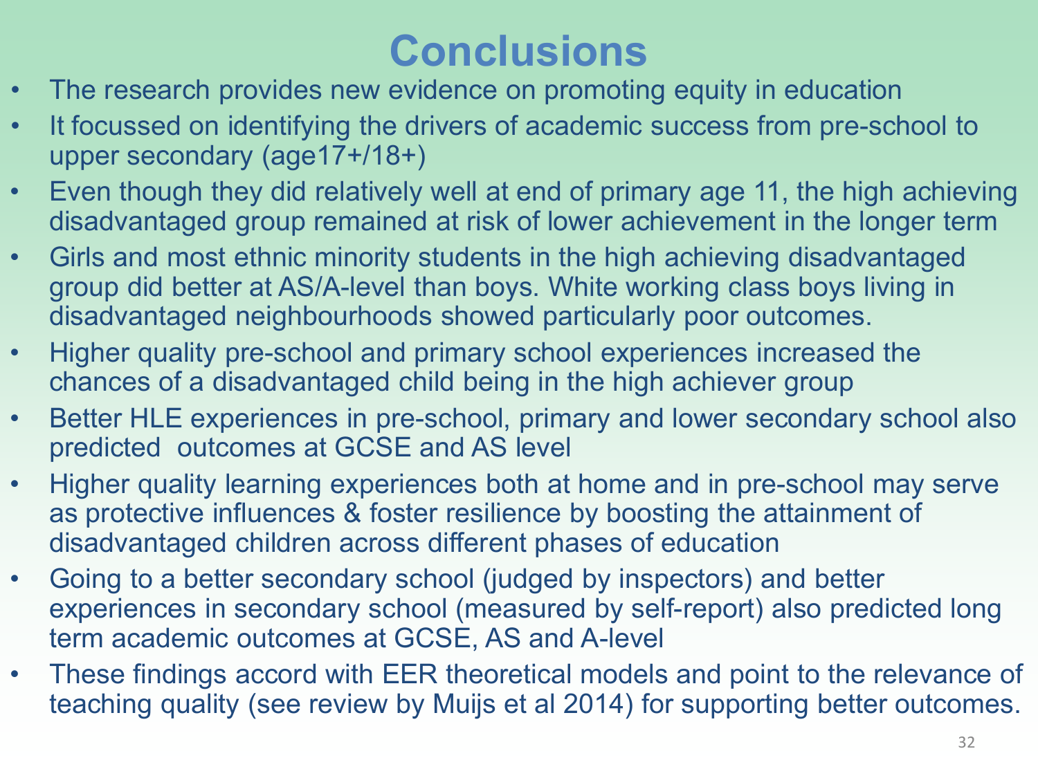# Conclusions

- The research provides new evidence on promoting equity in education
- It focussed on identifying the drivers of academic success from pre-school to upper secondary (age17+/18+)
- Even though they did relatively well at end of primary age 11, the high achieving disadvantaged group remained at risk of lower achievement in the longer term
- Girls and most ethnic minority students in the high achieving disadvantaged group did better at AS/A-level than boys. White working class boys living in disadvantaged neighbourhoods showed particularly poor outcomes.
- Higher quality pre-school and primary school experiences increased the chances of a disadvantaged child being in the high achiever group
- Better HLE experiences in pre-school, primary and lower secondary school also predicted outcomes at GCSE and AS level
- Higher quality learning experiences both at home and in pre-school may serve as protective influences & foster resilience by boosting the attainment of disadvantaged children across different phases of education
- Going to a better secondary school (judged by inspectors) and better experiences in secondary school (measured by self-report) also predicted long term academic outcomes at GCSE, AS and A-level
- These findings accord with EER theoretical models and point to the relevance of teaching quality (see review by Muijs et al 2014) for supporting better outcomes.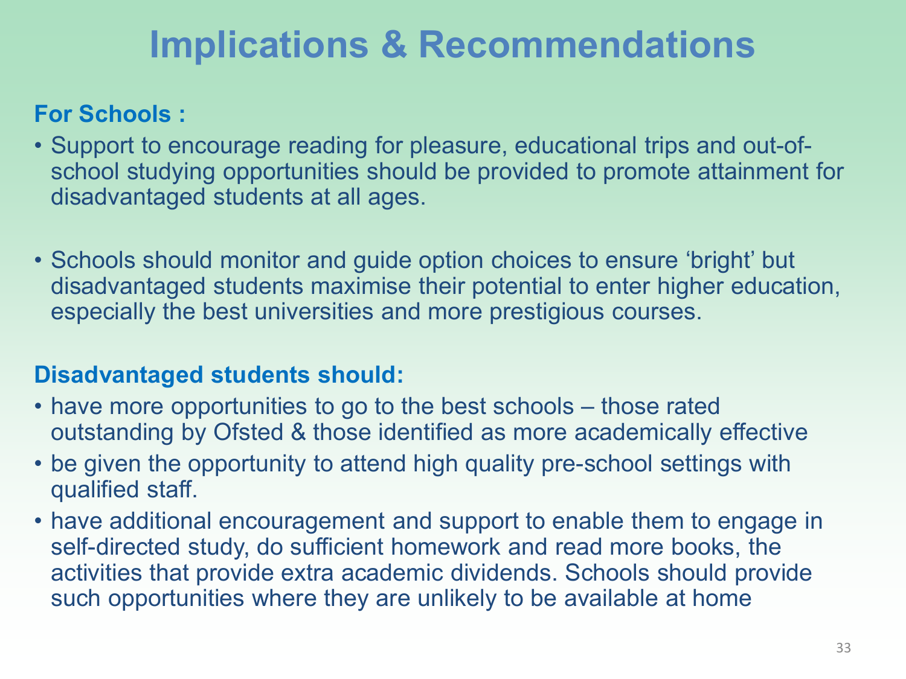# Implications & Recommendations

**For Schools :**

- Support to encourage reading for pleasure, educational trips and out-of-school studying opportunities should be provided to promote attainment for disadvantaged students at all ages.

- Schools should monitor and guide option choices to ensure 'bright' but disadvantaged students maximise their potential to enter higher education, especially the best universities and more prestigious courses.

**Disadvantaged students should:**

- have more opportunities to go to the best schools – those rated outstanding by Ofsted & those identified as more academically effective
- be given the opportunity to attend high quality pre-school settings with qualified staff.
- have additional encouragement and support to enable them to engage in self-directed study, do sufficient homework and read more books, the activities that provide extra academic dividends. Schools should provide such opportunities where they are unlikely to be available at home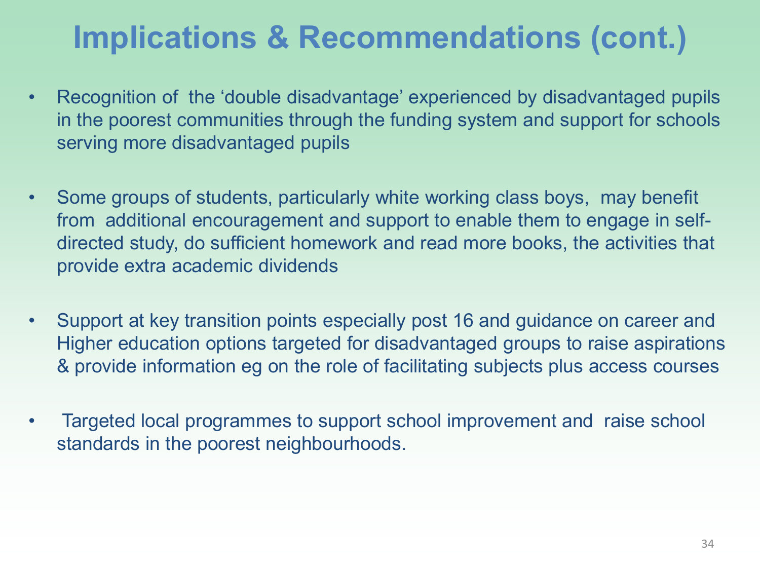# Implications & Recommendations (cont.)

- Recognition of the ‘double disadvantage’ experienced by disadvantaged pupils in the poorest communities through the funding system and support for schools serving more disadvantaged pupils
- Some groups of students, particularly white working class boys, may benefit from additional encouragement and support to enable them to engage in self-directed study, do sufficient homework and read more books, the activities that provide extra academic dividends
- Support at key transition points especially post 16 and guidance on career and Higher education options targeted for disadvantaged groups to raise aspirations & provide information eg on the role of facilitating subjects plus access courses
- Targeted local programmes to support school improvement and raise school standards in the poorest neighbourhoods.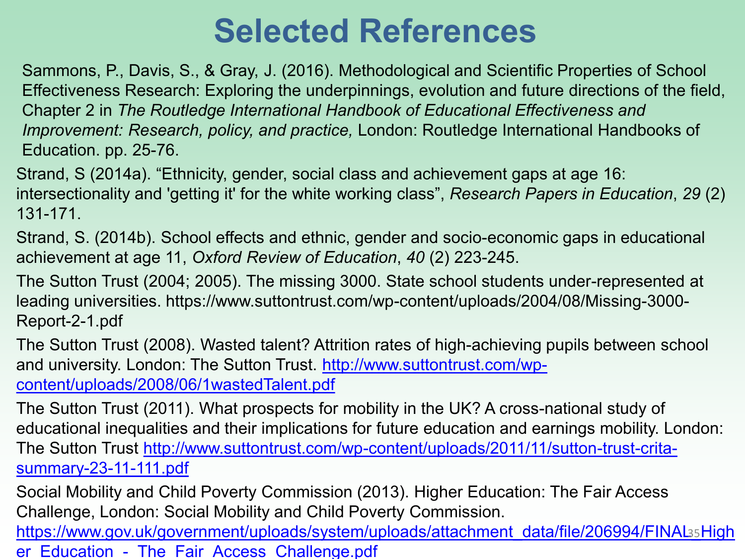# Selected References

Sammons, P., Davis, S., & Gray, J. (2016). Methodological and Scientific Properties of School Effectiveness Research: Exploring the underpinnings, evolution and future directions of the field, Chapter 2 in *The Routledge International Handbook of Educational Effectiveness and Improvement: Research, policy, and practice,* London: Routledge International Handbooks of Education. pp. 25-76.

Strand, S (2014a). "Ethnicity, gender, social class and achievement gaps at age 16: intersectionality and 'getting it' for the white working class", *Research Papers in Education*, *29* (2) 131-171.

Strand, S. (2014b). School effects and ethnic, gender and socio-economic gaps in educational achievement at age 11, *Oxford Review of Education*, *40* (2) 223-245.

The Sutton Trust (2004; 2005). The missing 3000. State school students under-represented at leading universities. https://www.suttontrust.com/wp-content/uploads/2004/08/Missing-3000-Report-2-1.pdf

The Sutton Trust (2008). Wasted talent? Attrition rates of high-achieving pupils between school and university. London: The Sutton Trust. http://www.suttontrust.com/wp-content/uploads/2008/06/1wastedTalent.pdf

The Sutton Trust (2011). What prospects for mobility in the UK? A cross-national study of educational inequalities and their implications for future education and earnings mobility. London: The Sutton Trust http://www.suttontrust.com/wp-content/uploads/2011/11/sutton-trust-crita-summary-23-11-111.pdf

Social Mobility and Child Poverty Commission (2013). Higher Education: The Fair Access Challenge, London: Social Mobility and Child Poverty Commission. https://www.gov.uk/government/uploads/system/uploads/attachment_data/file/206994/FINAL_Higher_Education_-_The_Fair_Access_Challenge.pdf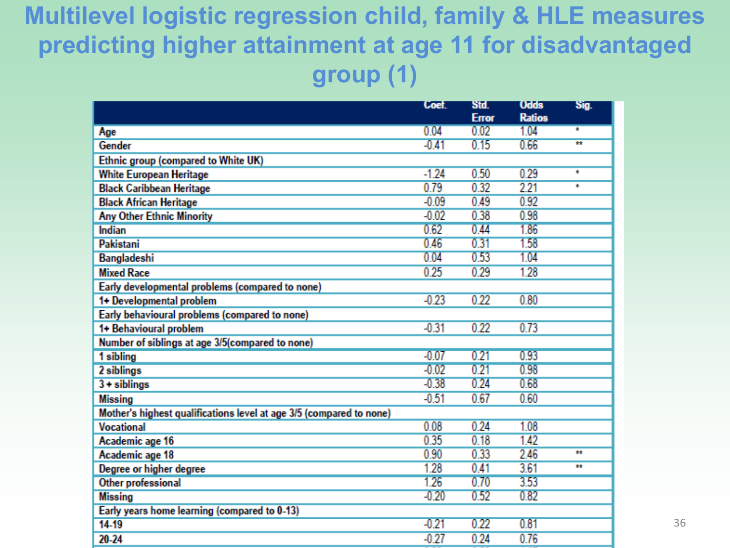# Multilevel logistic regression child, family & HLE measures predicting higher attainment at age 11 for disadvantaged group (1)

| | Coef. | Std. Error | Odds Ratios | Sig. |
|---|---|---|---|---|
| Age | 0.04 | 0.02 | 1.04 | * |
| Gender | -0.41 | 0.15 | 0.66 | ** |
| Ethnic group (compared to White UK) | | | | |
| White European Heritage | -1.24 | 0.50 | 0.29 | * |
| Black Caribbean Heritage | 0.79 | 0.32 | 2.21 | * |
| Black African Heritage | -0.09 | 0.49 | 0.92 | |
| Any Other Ethnic Minority | -0.02 | 0.38 | 0.98 | |
| Indian | 0.62 | 0.44 | 1.86 | |
| Pakistani | 0.46 | 0.31 | 1.58 | |
| Bangladeshi | 0.04 | 0.53 | 1.04 | |
| Mixed Race | 0.25 | 0.29 | 1.28 | |
| Early developmental problems (compared to none) | | | | |
| 1+ Developmental problem | -0.23 | 0.22 | 0.80 | |
| Early behavioural problems (compared to none) | | | | |
| 1+ Behavioural problem | -0.31 | 0.22 | 0.73 | |
| Number of siblings at age 3/5(compared to none) | | | | |
| 1 sibling | -0.07 | 0.21 | 0.93 | |
| 2 siblings | -0.02 | 0.21 | 0.98 | |
| 3 + siblings | -0.38 | 0.24 | 0.68 | |
| Missing | -0.51 | 0.67 | 0.60 | |
| Mother's highest qualifications level at age 3/5 (compared to none) | | | | |
| Vocational | 0.08 | 0.24 | 1.08 | |
| Academic age 16 | 0.35 | 0.18 | 1.42 | |
| Academic age 18 | 0.90 | 0.33 | 2.46 | ** |
| Degree or higher degree | 1.28 | 0.41 | 3.61 | ** |
| Other professional | 1.26 | 0.70 | 3.53 | |
| Missing | -0.20 | 0.52 | 0.82 | |
| Early years home learning (compared to 0-13) | | | | |
| 14-19 | -0.21 | 0.22 | 0.81 | |
| 20-24 | -0.27 | 0.24 | 0.76 | |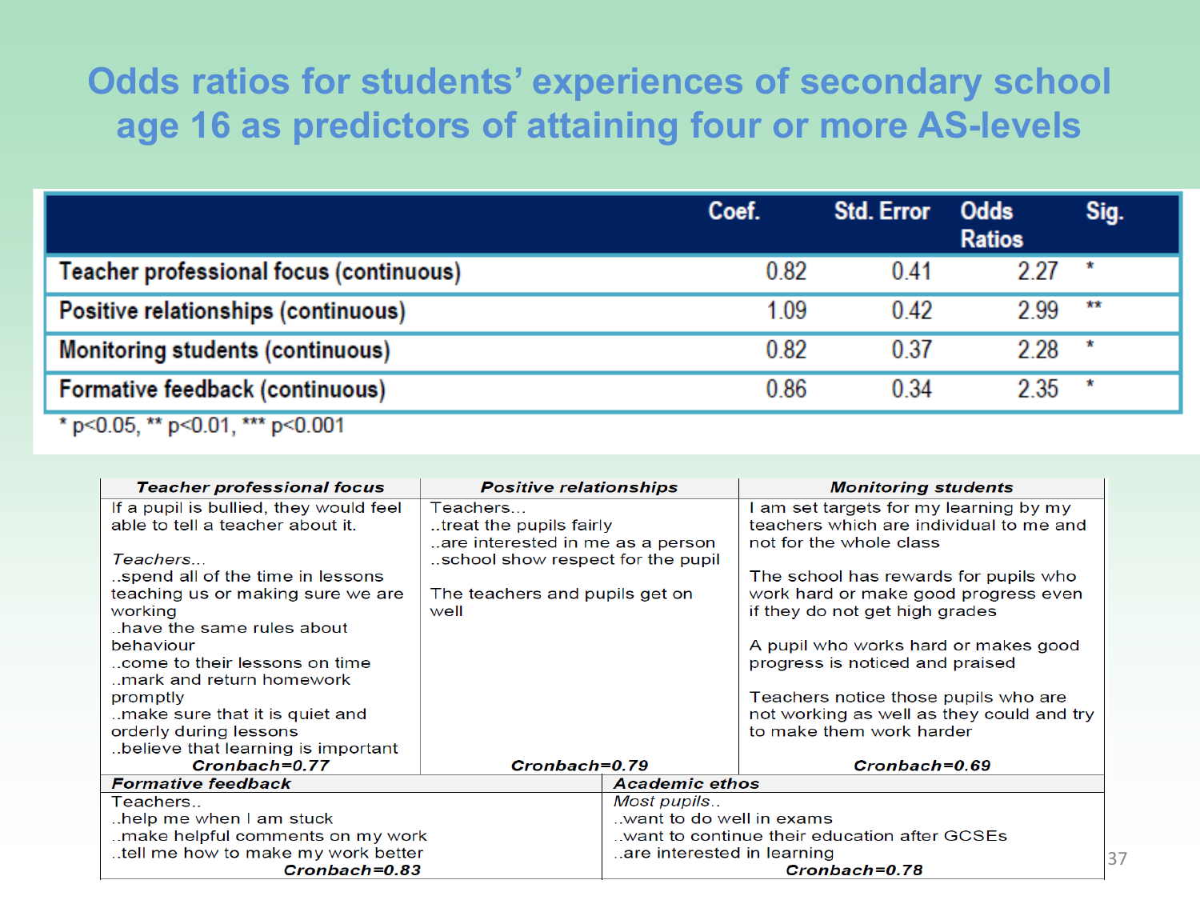# Odds ratios for students' experiences of secondary school age 16 as predictors of attaining four or more AS-levels

| | Coef. | Std. Error | Odds Ratios | Sig. |
|---|---|---|---|---|
| Teacher professional focus (continuous) | 0.82 | 0.41 | 2.27 | * |
| Positive relationships (continuous) | 1.09 | 0.42 | 2.99 | ** |
| Monitoring students (continuous) | 0.82 | 0.37 | 2.28 | * |
| Formative feedback (continuous) | 0.86 | 0.34 | 2.35 | * |

* $p<0.05$, ** $p<0.01$, *** $p<0.001$

| ***Teacher professional focus*** | ***Positive relationships*** | ***Monitoring students*** |
|---|---|---|
| If a pupil is bullied, they would feel able to tell a teacher about it.<br><br>*Teachers...*<br>..spend all of the time in lessons teaching us or making sure we are working<br>..have the same rules about behaviour<br>..come to their lessons on time<br>..mark and return homework promptly<br>..make sure that it is quiet and orderly during lessons<br>..believe that learning is important<br>***Cronbach=0.77*** | Teachers...<br>..treat the pupils fairly<br>..are interested in me as a person<br>..school show respect for the pupil<br><br>The teachers and pupils get on well<br><br>***Cronbach=0.79*** | I am set targets for my learning by my teachers which are individual to me and not for the whole class<br><br>The school has rewards for pupils who work hard or make good progress even if they do not get high grades<br><br>A pupil who works hard or makes good progress is noticed and praised<br><br>Teachers notice those pupils who are not working as well as they could and try to make them work harder<br>***Cronbach=0.69*** |

| ***Formative feedback*** | ***Academic ethos*** |
|---|---|
| Teachers..<br>..help me when I am stuck<br>..make helpful comments on my work<br>..tell me how to make my work better<br>***Cronbach=0.83*** | *Most pupils..*<br>..want to do well in exams<br>..want to continue their education after GCSEs<br>..are interested in learning<br>***Cronbach=0.78*** |